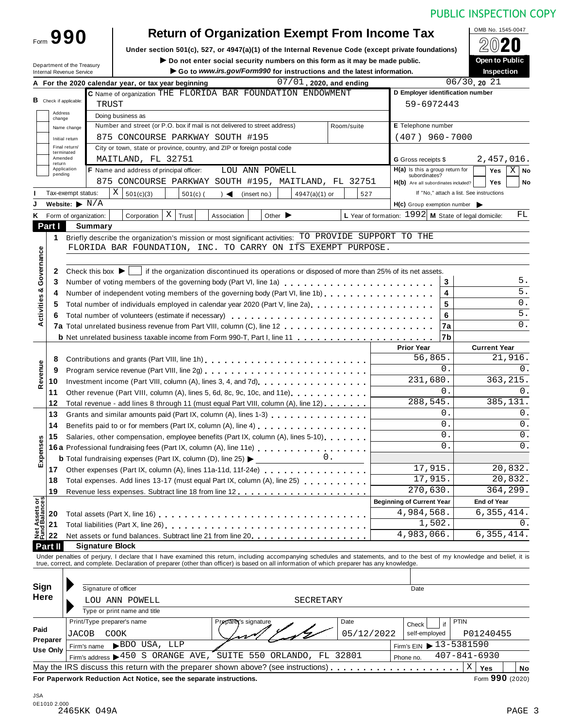PUBLIC INSPECTION COPY

# Form 990 — Return of Organization Exempt From Income Tax

**Under section 501(c), 527, or 4947(a)(1) of the Internal Revenue Code (except private foundations)**

▶ Do not enter social security numbers on this form as it may be made public.

▶ Go to *www.irs.gov/Form990* for instructions and the latest information.

Department of the Treasury
Internal Revenue Service

OMB No. 1545-0047

2020

Open to Public Inspection

**A** For the 2020 calendar year, or tax year beginning 07/01, 2020, and ending 06/30, 20 21

**B** Check if applicable: Address change / Name change / Initial return / Final return/terminated / Amended return / Application pending

**C** Name of organization THE FLORIDA BAR FOUNDATION ENDOWMENT TRUST

Doing business as

Number and street (or P.O. box if mail is not delivered to street address): 875 CONCOURSE PARKWAY SOUTH #195 — Room/suite

City or town, state or province, country, and ZIP or foreign postal code: MAITLAND, FL 32751

**D** Employer identification number: 59-6972443

**E** Telephone number: (407) 960-7000

**G** Gross receipts $ 2,457,016.

**F** Name and address of principal officer: LOU ANN POWELL, 875 CONCOURSE PARKWAY SOUTH #195, MAITLAND, FL 32751

**H(a)** Is this a group return for subordinates? Yes [ ] No [X]

**H(b)** Are all subordinates included? Yes [ ] No [ ] If "No," attach a list. See instructions

**I** Tax-exempt status: [X] 501(c)(3) [ ] 501(c) ( ) ◀ (insert no.) [ ] 4947(a)(1) or [ ] 527

**J** Website: ▶ N/A

**H(c)** Group exemption number ▶

**K** Form of organization: [ ] Corporation [X] Trust [ ] Association [ ] Other ▶

**L** Year of formation: 1992 **M** State of legal domicile: FL

## Part I Summary

**Activities & Governance**

1 Briefly describe the organization's mission or most significant activities: TO PROVIDE SUPPORT TO THE FLORIDA BAR FOUNDATION, INC. TO CARRY ON ITS EXEMPT PURPOSE.

2 Check this box ▶ [ ] if the organization discontinued its operations or disposed of more than 25% of its net assets.

| Line | Description | No. | Value |
|---|---|---|---|
| 3 | Number of voting members of the governing body (Part VI, line 1a) | 3 | 5. |
| 4 | Number of independent voting members of the governing body (Part VI, line 1b) | 4 | 5. |
| 5 | Total number of individuals employed in calendar year 2020 (Part V, line 2a) | 5 | 0. |
| 6 | Total number of volunteers (estimate if necessary) | 6 | 5. |
| 7a | Total unrelated business revenue from Part VIII, column (C), line 12 | 7a | 0. |
| 7b | Net unrelated business taxable income from Form 990-T, Part I, line 11 | 7b | |

| Line | Description | Prior Year | Current Year |
|---|---|---|---|
| **Revenue** | | | |
| 8 | Contributions and grants (Part VIII, line 1h) | 56,865. | 21,916. |
| 9 | Program service revenue (Part VIII, line 2g) | 0. | 0. |
| 10 | Investment income (Part VIII, column (A), lines 3, 4, and 7d) | 231,680. | 363,215. |
| 11 | Other revenue (Part VIII, column (A), lines 5, 6d, 8c, 9c, 10c, and 11e) | 0. | 0. |
| 12 | Total revenue - add lines 8 through 11 (must equal Part VIII, column (A), line 12) | 288,545. | 385,131. |
| **Expenses** | | | |
| 13 | Grants and similar amounts paid (Part IX, column (A), lines 1-3) | 0. | 0. |
| 14 | Benefits paid to or for members (Part IX, column (A), line 4) | 0. | 0. |
| 15 | Salaries, other compensation, employee benefits (Part IX, column (A), lines 5-10) | 0. | 0. |
| 16a | Professional fundraising fees (Part IX, column (A), line 11e) | 0. | 0. |
| b | Total fundraising expenses (Part IX, column (D), line 25) ▶ 0. | | |
| 17 | Other expenses (Part IX, column (A), lines 11a-11d, 11f-24e) | 17,915. | 20,832. |
| 18 | Total expenses. Add lines 13-17 (must equal Part IX, column (A), line 25) | 17,915. | 20,832. |
| 19 | Revenue less expenses. Subtract line 18 from line 12 | 270,630. | 364,299. |

| Line | Net Assets or Fund Balances | Beginning of Current Year | End of Year |
|---|---|---|---|
| 20 | Total assets (Part X, line 16) | 4,984,568. | 6,355,414. |
| 21 | Total liabilities (Part X, line 26) | 1,502. | 0. |
| 22 | Net assets or fund balances. Subtract line 21 from line 20 | 4,983,066. | 6,355,414. |

## Part II Signature Block

Under penalties of perjury, I declare that I have examined this return, including accompanying schedules and statements, and to the best of my knowledge and belief, it is true, correct, and complete. Declaration of preparer (other than officer) is based on all information of which preparer has any knowledge.

**Sign Here**

Signature of officer — Date

LOU ANN POWELL SECRETARY
Type or print name and title

**Paid Preparer Use Only**

| Print/Type preparer's name | Preparer's signature | Date | Check if self-employed | PTIN |
|---|---|---|---|---|
| JACOB COOK | [signature] | 05/12/2022 | [ ] | P01240455 |

Firm's name ▶ BDO USA, LLP — Firm's EIN ▶ 13-5381590

Firm's address ▶ 450 S ORANGE AVE, SUITE 550 ORLANDO, FL 32801 — Phone no. 407-841-6930

May the IRS discuss this return with the preparer shown above? (see instructions) [X] Yes [ ] No

For Paperwork Reduction Act Notice, see the separate instructions. Form **990** (2020)

JSA
0E1010 2.000
2465KK O49A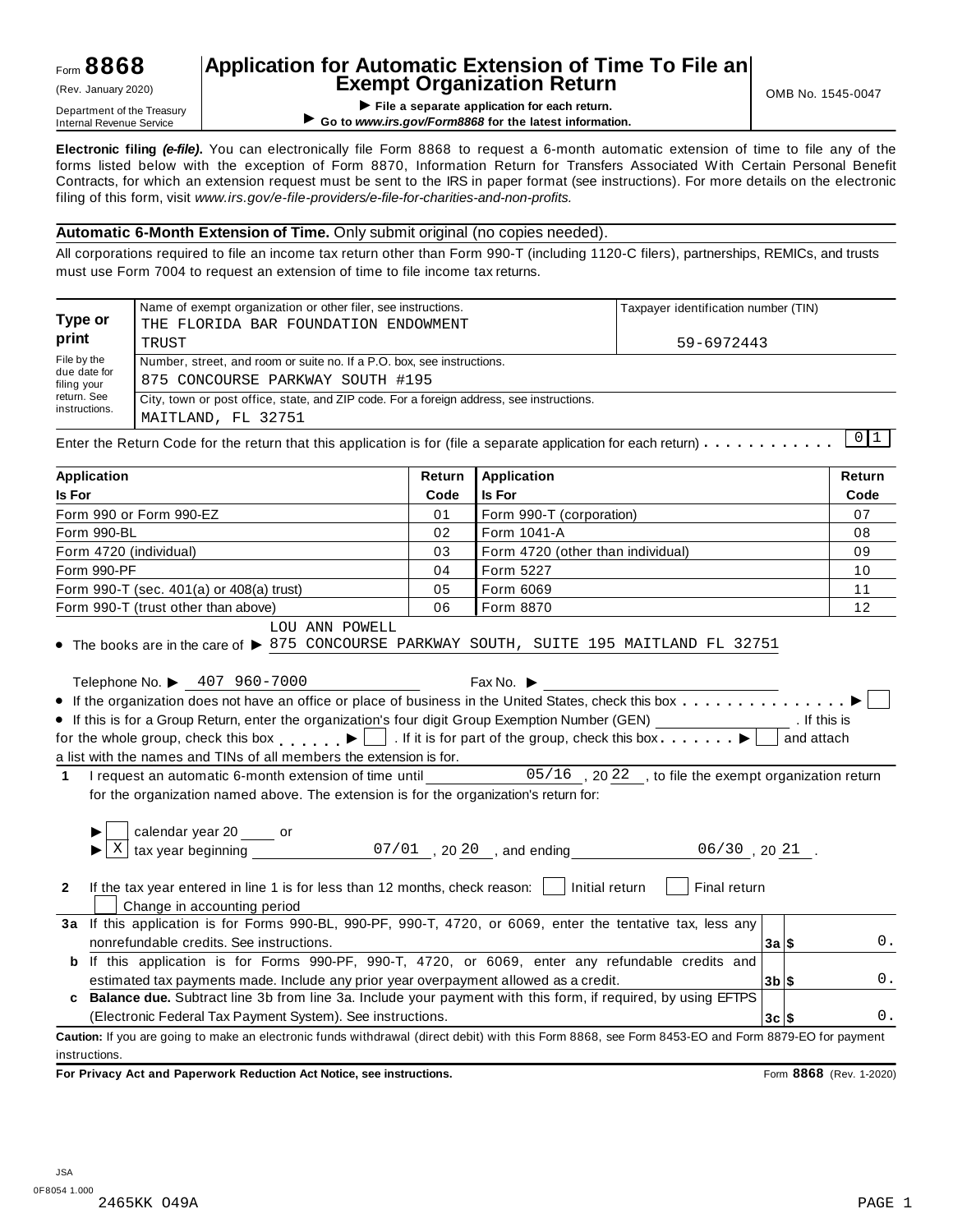Form **8868** (Rev. January 2020)

Department of the Treasury Internal Revenue Service

# Application for Automatic Extension of Time To File an Exempt Organization Return

▶ File a separate application for each return.

▶ Go to *www.irs.gov/Form8868* for the latest information.

OMB No. 1545-0047

**Electronic filing *(e-file)*.** You can electronically file Form 8868 to request a 6-month automatic extension of time to file any of the forms listed below with the exception of Form 8870, Information Return for Transfers Associated With Certain Personal Benefit Contracts, for which an extension request must be sent to the IRS in paper format (see instructions). For more details on the electronic filing of this form, visit *www.irs.gov/e-file-providers/e-file-for-charities-and-non-profits.*

**Automatic 6-Month Extension of Time.** Only submit original (no copies needed).

All corporations required to file an income tax return other than Form 990-T (including 1120-C filers), partnerships, REMICs, and trusts must use Form 7004 to request an extension of time to file income tax returns.

| **Type or print** | Name of exempt organization or other filer, see instructions. | Taxpayer identification number (TIN) |
|---|---|---|
| | THE FLORIDA BAR FOUNDATION ENDOWMENT TRUST | 59-6972443 |
| File by the due date for filing your return. See instructions. | Number, street, and room or suite no. If a P.O. box, see instructions. 875 CONCOURSE PARKWAY SOUTH #195 | |
| | City, town or post office, state, and ZIP code. For a foreign address, see instructions. MAITLAND, FL 32751 | |

Enter the Return Code for the return that this application is for (file a separate application for each return) . . . . . . . . . . . 01

| Application Is For | Return Code | Application Is For | Return Code |
|---|---|---|---|
| Form 990 or Form 990-EZ | 01 | Form 990-T (corporation) | 07 |
| Form 990-BL | 02 | Form 1041-A | 08 |
| Form 4720 (individual) | 03 | Form 4720 (other than individual) | 09 |
| Form 990-PF | 04 | Form 5227 | 10 |
| Form 990-T (sec. 401(a) or 408(a) trust) | 05 | Form 6069 | 11 |
| Form 990-T (trust other than above) | 06 | Form 8870 | 12 |

- The books are in the care of ▶ LOU ANN POWELL 875 CONCOURSE PARKWAY SOUTH, SUITE 195 MAITLAND FL 32751

Telephone No. ▶ 407 960-7000 Fax No. ▶

- If the organization does not have an office or place of business in the United States, check this box . . . . . . . . . . . . . . . ▶ ☐
- If this is for a Group Return, enter the organization's four digit Group Exemption Number (GEN) ________ . If this is for the whole group, check this box . . . . . ▶ ☐ . If it is for part of the group, check this box . . . . . . . ▶ ☐ and attach a list with the names and TINs of all members the extension is for.

**1** I request an automatic 6-month extension of time until 05/16 , 20 22 , to file the exempt organization return for the organization named above. The extension is for the organization's return for:

▶ ☐ calendar year 20 ____ or

▶ ☒ tax year beginning 07/01 , 20 20 , and ending 06/30 , 20 21 .

**2** If the tax year entered in line 1 is for less than 12 months, check reason: ☐ Initial return ☐ Final return ☐ Change in accounting period

| | | | |
|---|---|---|---|
| **3a** | If this application is for Forms 990-BL, 990-PF, 990-T, 4720, or 6069, enter the tentative tax, less any nonrefundable credits. See instructions. | **3a** $ | 0. |
| **b** | If this application is for Forms 990-PF, 990-T, 4720, or 6069, enter any refundable credits and estimated tax payments made. Include any prior year overpayment allowed as a credit. | **3b** $ | 0. |
| **c** | **Balance due.** Subtract line 3b from line 3a. Include your payment with this form, if required, by using EFTPS (Electronic Federal Tax Payment System). See instructions. | **3c** $ | 0. |

**Caution:** If you are going to make an electronic funds withdrawal (direct debit) with this Form 8868, see Form 8453-EO and Form 8879-EO for payment instructions.

**For Privacy Act and Paperwork Reduction Act Notice, see instructions.** Form **8868** (Rev. 1-2020)

JSA 0F8054 1.000

2465KK O49A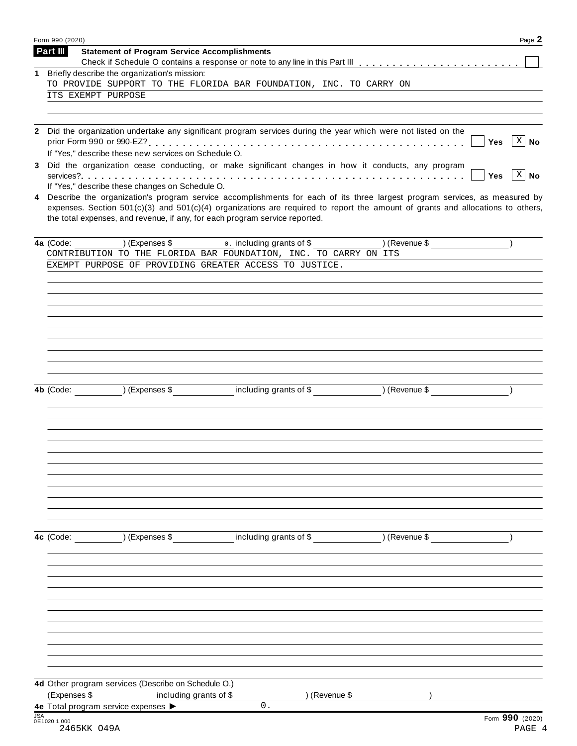## Part III Statement of Program Service Accomplishments

Check if Schedule O contains a response or note to any line in this Part III . . . . . . . . . . . . . . . . . . . . . . . . ☐

**1** Briefly describe the organization's mission:

TO PROVIDE SUPPORT TO THE FLORIDA BAR FOUNDATION, INC. TO CARRY ON ITS EXEMPT PURPOSE

**2** Did the organization undertake any significant program services during the year which were not listed on the prior Form 990 or 990-EZ? . . . . . . . . . . . . . . . . . . . . . . . . . . . . . . . . . . . . . . . . . . . . ☐ Yes ☒ No

If "Yes," describe these new services on Schedule O.

**3** Did the organization cease conducting, or make significant changes in how it conducts, any program services? . . . . . . . . . . . . . . . . . . . . . . . . . . . . . . . . . . . . . . . . . . . . . . . . . . . . ☐ Yes ☒ No

If "Yes," describe these changes on Schedule O.

**4** Describe the organization's program service accomplishments for each of its three largest program services, as measured by expenses. Section 501(c)(3) and 501(c)(4) organizations are required to report the amount of grants and allocations to others, the total expenses, and revenue, if any, for each program service reported.

**4a** (Code: ) (Expenses $ 0. including grants of $ ) (Revenue $ )

CONTRIBUTION TO THE FLORIDA BAR FOUNDATION, INC. TO CARRY ON ITS EXEMPT PURPOSE OF PROVIDING GREATER ACCESS TO JUSTICE.

**4b** (Code: ) (Expenses $ including grants of $ ) (Revenue $ )

**4c** (Code: ) (Expenses $ including grants of $ ) (Revenue $ )

**4d** Other program services (Describe on Schedule O.)

(Expenses $ including grants of $ ) (Revenue $ )

**4e** Total program service expenses ▶ 0.

Form **990** (2020)

2465KK O49A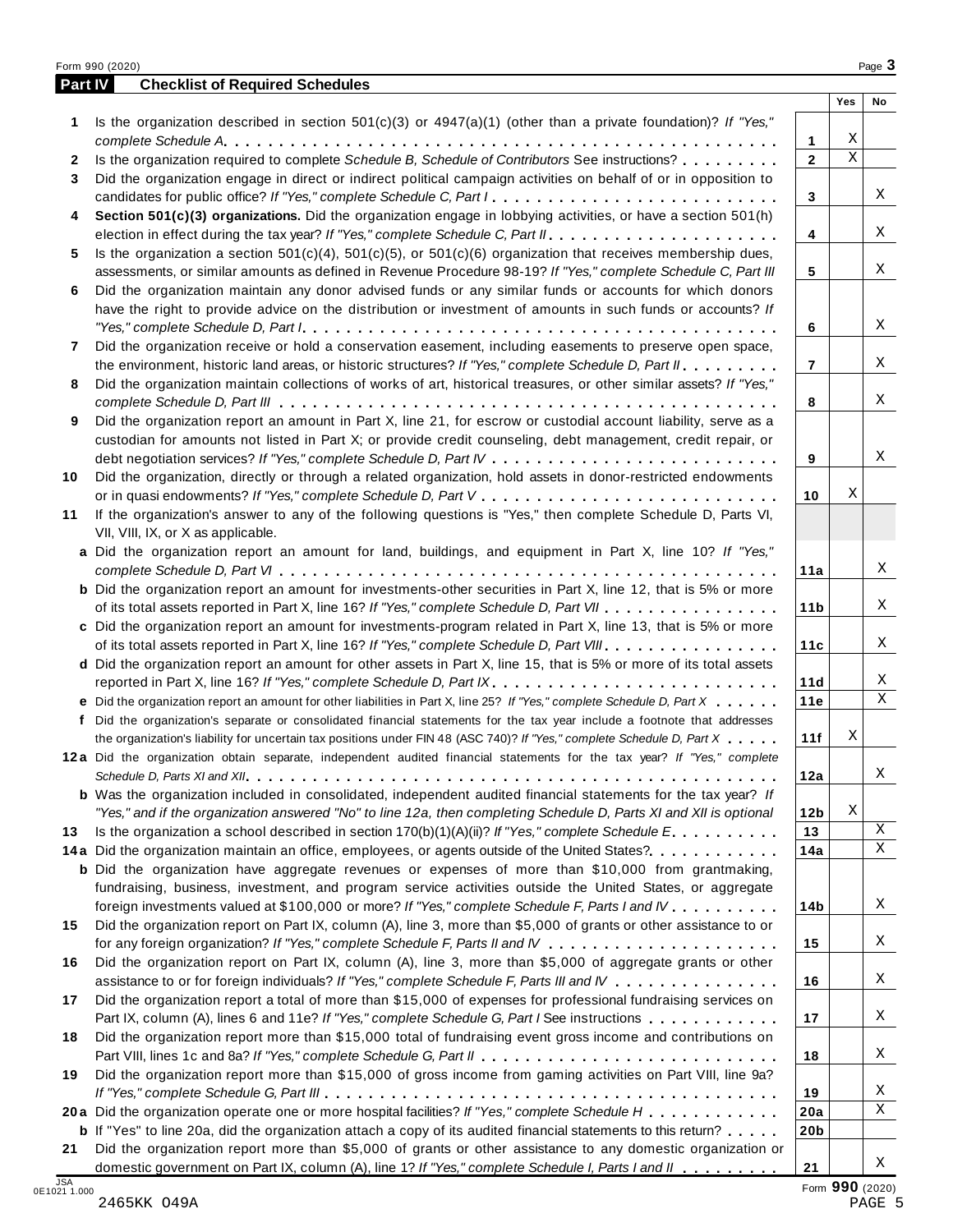## Part IV Checklist of Required Schedules

| | | | Yes | No |
|---|---|---|---|---|
| **1** | Is the organization described in section 501(c)(3) or 4947(a)(1) (other than a private foundation)? *If "Yes," complete Schedule A* | **1** | X | |
| **2** | Is the organization required to complete *Schedule B, Schedule of Contributors* See instructions? | **2** | X | |
| **3** | Did the organization engage in direct or indirect political campaign activities on behalf of or in opposition to candidates for public office? *If "Yes," complete Schedule C, Part I* | **3** | | X |
| **4** | **Section 501(c)(3) organizations.** Did the organization engage in lobbying activities, or have a section 501(h) election in effect during the tax year? *If "Yes," complete Schedule C, Part II* | **4** | | X |
| **5** | Is the organization a section 501(c)(4), 501(c)(5), or 501(c)(6) organization that receives membership dues, assessments, or similar amounts as defined in Revenue Procedure 98-19? *If "Yes," complete Schedule C, Part III* | **5** | | X |
| **6** | Did the organization maintain any donor advised funds or any similar funds or accounts for which donors have the right to provide advice on the distribution or investment of amounts in such funds or accounts? *If "Yes," complete Schedule D, Part I* | **6** | | X |
| **7** | Did the organization receive or hold a conservation easement, including easements to preserve open space, the environment, historic land areas, or historic structures? *If "Yes," complete Schedule D, Part II* | **7** | | X |
| **8** | Did the organization maintain collections of works of art, historical treasures, or other similar assets? *If "Yes," complete Schedule D, Part III* | **8** | | X |
| **9** | Did the organization report an amount in Part X, line 21, for escrow or custodial account liability, serve as a custodian for amounts not listed in Part X; or provide credit counseling, debt management, credit repair, or debt negotiation services? *If "Yes," complete Schedule D, Part IV* | **9** | | X |
| **10** | Did the organization, directly or through a related organization, hold assets in donor-restricted endowments or in quasi endowments? *If "Yes," complete Schedule D, Part V* | **10** | X | |
| **11** | If the organization's answer to any of the following questions is "Yes," then complete Schedule D, Parts VI, VII, VIII, IX, or X as applicable. | | | |
| **a** | Did the organization report an amount for land, buildings, and equipment in Part X, line 10? *If "Yes," complete Schedule D, Part VI* | **11a** | | X |
| **b** | Did the organization report an amount for investments-other securities in Part X, line 12, that is 5% or more of its total assets reported in Part X, line 16? *If "Yes," complete Schedule D, Part VII* | **11b** | | X |
| **c** | Did the organization report an amount for investments-program related in Part X, line 13, that is 5% or more of its total assets reported in Part X, line 16? *If "Yes," complete Schedule D, Part VIII* | **11c** | | X |
| **d** | Did the organization report an amount for other assets in Part X, line 15, that is 5% or more of its total assets reported in Part X, line 16? *If "Yes," complete Schedule D, Part IX* | **11d** | | X |
| **e** | Did the organization report an amount for other liabilities in Part X, line 25? *If "Yes," complete Schedule D, Part X* | **11e** | | X |
| **f** | Did the organization's separate or consolidated financial statements for the tax year include a footnote that addresses the organization's liability for uncertain tax positions under FIN 48 (ASC 740)? *If "Yes," complete Schedule D, Part X* | **11f** | X | |
| **12a** | Did the organization obtain separate, independent audited financial statements for the tax year? *If "Yes," complete Schedule D, Parts XI and XII* | **12a** | | X |
| **b** | Was the organization included in consolidated, independent audited financial statements for the tax year? *If "Yes," and if the organization answered "No" to line 12a, then completing Schedule D, Parts XI and XII is optional* | **12b** | X | |
| **13** | Is the organization a school described in section 170(b)(1)(A)(ii)? *If "Yes," complete Schedule E* | **13** | | X |
| **14a** | Did the organization maintain an office, employees, or agents outside of the United States? | **14a** | | X |
| **b** | Did the organization have aggregate revenues or expenses of more than $10,000 from grantmaking, fundraising, business, investment, and program service activities outside the United States, or aggregate foreign investments valued at $100,000 or more? *If "Yes," complete Schedule F, Parts I and IV* | **14b** | | X |
| **15** | Did the organization report on Part IX, column (A), line 3, more than $5,000 of grants or other assistance to or for any foreign organization? *If "Yes," complete Schedule F, Parts II and IV* | **15** | | X |
| **16** | Did the organization report on Part IX, column (A), line 3, more than $5,000 of aggregate grants or other assistance to or for foreign individuals? *If "Yes," complete Schedule F, Parts III and IV* | **16** | | X |
| **17** | Did the organization report a total of more than $15,000 of expenses for professional fundraising services on Part IX, column (A), lines 6 and 11e? *If "Yes," complete Schedule G, Part I* See instructions | **17** | | X |
| **18** | Did the organization report more than $15,000 total of fundraising event gross income and contributions on Part VIII, lines 1c and 8a? *If "Yes," complete Schedule G, Part II* | **18** | | X |
| **19** | Did the organization report more than $15,000 of gross income from gaming activities on Part VIII, line 9a? *If "Yes," complete Schedule G, Part III* | **19** | | X |
| **20a** | Did the organization operate one or more hospital facilities? *If "Yes," complete Schedule H* | **20a** | | X |
| **b** | If "Yes" to line 20a, did the organization attach a copy of its audited financial statements to this return? | **20b** | | |
| **21** | Did the organization report more than $5,000 of grants or other assistance to any domestic organization or domestic government on Part IX, column (A), line 1? *If "Yes," complete Schedule I, Parts I and II* | **21** | | X |

JSA 0E1021 1.000

2465KK 049A

Form **990** (2020)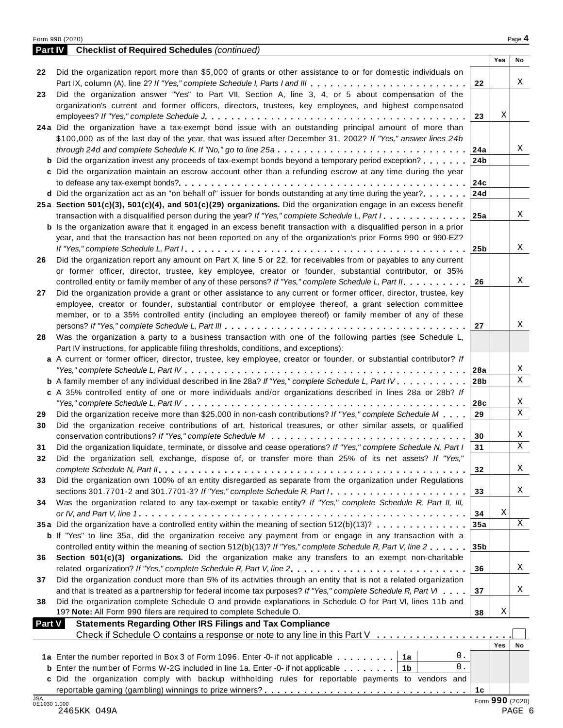## Part IV Checklist of Required Schedules *(continued)*

| | | | Yes | No |
|---|---|---|---|---|
| 22 | Did the organization report more than $5,000 of grants or other assistance to or for domestic individuals on Part IX, column (A), line 2? *If "Yes," complete Schedule I, Parts I and III* | 22 | | X |
| 23 | Did the organization answer "Yes" to Part VII, Section A, line 3, 4, or 5 about compensation of the organization's current and former officers, directors, trustees, key employees, and highest compensated employees? *If "Yes," complete Schedule J* | 23 | X | |
| 24a | Did the organization have a tax-exempt bond issue with an outstanding principal amount of more than $100,000 as of the last day of the year, that was issued after December 31, 2002? *If "Yes," answer lines 24b through 24d and complete Schedule K. If "No," go to line 25a* | 24a | | X |
| b | Did the organization invest any proceeds of tax-exempt bonds beyond a temporary period exception? | 24b | | |
| c | Did the organization maintain an escrow account other than a refunding escrow at any time during the year to defease any tax-exempt bonds? | 24c | | |
| d | Did the organization act as an "on behalf of" issuer for bonds outstanding at any time during the year? | 24d | | |
| 25a | **Section 501(c)(3), 501(c)(4), and 501(c)(29) organizations.** Did the organization engage in an excess benefit transaction with a disqualified person during the year? *If "Yes," complete Schedule L, Part I* | 25a | | X |
| b | Is the organization aware that it engaged in an excess benefit transaction with a disqualified person in a prior year, and that the transaction has not been reported on any of the organization's prior Forms 990 or 990-EZ? *If "Yes," complete Schedule L, Part I* | 25b | | X |
| 26 | Did the organization report any amount on Part X, line 5 or 22, for receivables from or payables to any current or former officer, director, trustee, key employee, creator or founder, substantial contributor, or 35% controlled entity or family member of any of these persons? *If "Yes," complete Schedule L, Part II* | 26 | | X |
| 27 | Did the organization provide a grant or other assistance to any current or former officer, director, trustee, key employee, creator or founder, substantial contributor or employee thereof, a grant selection committee member, or to a 35% controlled entity (including an employee thereof) or family member of any of these persons? *If "Yes," complete Schedule L, Part III* | 27 | | X |
| 28 | Was the organization a party to a business transaction with one of the following parties (see Schedule L, Part IV instructions, for applicable filing thresholds, conditions, and exceptions): | | | |
| a | A current or former officer, director, trustee, key employee, creator or founder, or substantial contributor? *If "Yes," complete Schedule L, Part IV* | 28a | | X |
| b | A family member of any individual described in line 28a? *If "Yes," complete Schedule L, Part IV* | 28b | | X |
| c | A 35% controlled entity of one or more individuals and/or organizations described in lines 28a or 28b? *If "Yes," complete Schedule L, Part IV* | 28c | | X |
| 29 | Did the organization receive more than $25,000 in non-cash contributions? *If "Yes," complete Schedule M* | 29 | | X |
| 30 | Did the organization receive contributions of art, historical treasures, or other similar assets, or qualified conservation contributions? *If "Yes," complete Schedule M* | 30 | | X |
| 31 | Did the organization liquidate, terminate, or dissolve and cease operations? *If "Yes," complete Schedule N, Part I* | 31 | | X |
| 32 | Did the organization sell, exchange, dispose of, or transfer more than 25% of its net assets? *If "Yes," complete Schedule N, Part II* | 32 | | X |
| 33 | Did the organization own 100% of an entity disregarded as separate from the organization under Regulations sections 301.7701-2 and 301.7701-3? *If "Yes," complete Schedule R, Part I* | 33 | | X |
| 34 | Was the organization related to any tax-exempt or taxable entity? *If "Yes," complete Schedule R, Part II, III, or IV, and Part V, line 1* | 34 | X | |
| 35a | Did the organization have a controlled entity within the meaning of section 512(b)(13)? | 35a | | X |
| b | If "Yes" to line 35a, did the organization receive any payment from or engage in any transaction with a controlled entity within the meaning of section 512(b)(13)? *If "Yes," complete Schedule R, Part V, line 2* | 35b | | |
| 36 | **Section 501(c)(3) organizations.** Did the organization make any transfers to an exempt non-charitable related organization? *If "Yes," complete Schedule R, Part V, line 2* | 36 | | X |
| 37 | Did the organization conduct more than 5% of its activities through an entity that is not a related organization and that is treated as a partnership for federal income tax purposes? *If "Yes," complete Schedule R, Part VI* | 37 | | X |
| 38 | Did the organization complete Schedule O and provide explanations in Schedule O for Part VI, lines 11b and 19? **Note:** All Form 990 filers are required to complete Schedule O. | 38 | X | |

## Part V Statements Regarding Other IRS Filings and Tax Compliance

Check if Schedule O contains a response or note to any line in this Part V ☐

| | | | | | Yes | No |
|---|---|---|---|---|---|---|
| 1a | Enter the number reported in Box 3 of Form 1096. Enter -0- if not applicable | 1a | 0. | | | |
| b | Enter the number of Forms W-2G included in line 1a. Enter -0- if not applicable | 1b | 0. | | | |
| c | Did the organization comply with backup withholding rules for reportable payments to vendors and reportable gaming (gambling) winnings to prize winners? | | | 1c | | |

JSA 0E1030 1.000

2465KK 049A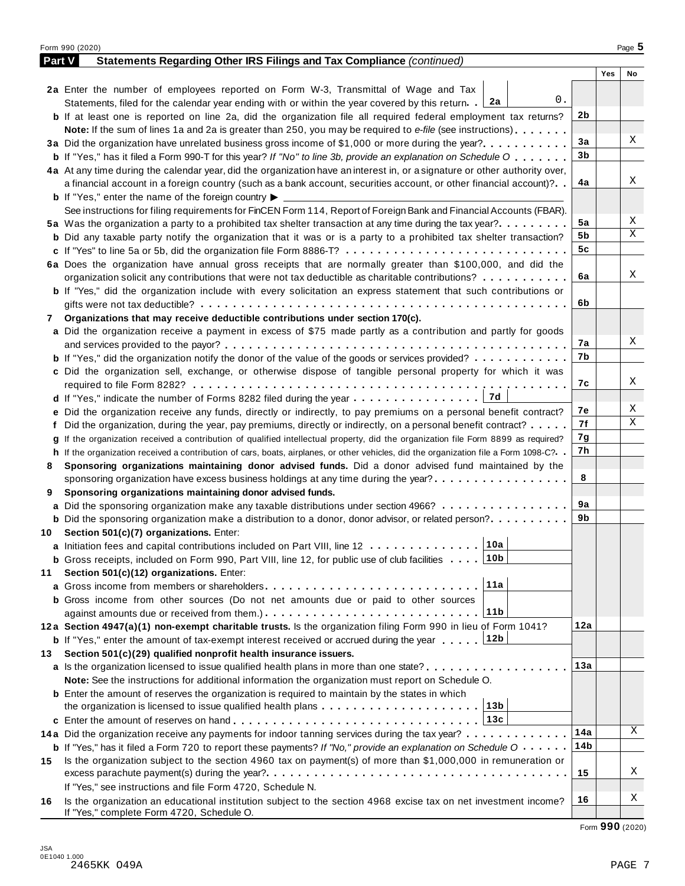Form 990 (2020) Page **5**

## Part V Statements Regarding Other IRS Filings and Tax Compliance *(continued)*

| | | | Yes | No |
|---|---|---|---|---|
| **2a** | Enter the number of employees reported on Form W-3, Transmittal of Wage and Tax Statements, filed for the calendar year ending with or within the year covered by this return . . **2a** 0. | | | |
| **b** | If at least one is reported on line 2a, did the organization file all required federal employment tax returns? | **2b** | | |
| | **Note:** If the sum of lines 1a and 2a is greater than 250, you may be required to *e-file* (see instructions) | | | |
| **3a** | Did the organization have unrelated business gross income of $1,000 or more during the year? | **3a** | | X |
| **b** | If "Yes," has it filed a Form 990-T for this year? *If "No" to line 3b, provide an explanation on Schedule O* | **3b** | | |
| **4a** | At any time during the calendar year, did the organization have an interest in, or a signature or other authority over, a financial account in a foreign country (such as a bank account, securities account, or other financial account)? | **4a** | | X |
| **b** | If "Yes," enter the name of the foreign country ▶ | | | |
| | See instructions for filing requirements for FinCEN Form 114, Report of Foreign Bank and Financial Accounts (FBAR). | | | |
| **5a** | Was the organization a party to a prohibited tax shelter transaction at any time during the tax year? | **5a** | | X |
| **b** | Did any taxable party notify the organization that it was or is a party to a prohibited tax shelter transaction? | **5b** | | X |
| **c** | If "Yes" to line 5a or 5b, did the organization file Form 8886-T? | **5c** | | |
| **6a** | Does the organization have annual gross receipts that are normally greater than $100,000, and did the organization solicit any contributions that were not tax deductible as charitable contributions? | **6a** | | X |
| **b** | If "Yes," did the organization include with every solicitation an express statement that such contributions or gifts were not tax deductible? | **6b** | | |
| **7** | **Organizations that may receive deductible contributions under section 170(c).** | | | |
| **a** | Did the organization receive a payment in excess of $75 made partly as a contribution and partly for goods and services provided to the payor? | **7a** | | X |
| **b** | If "Yes," did the organization notify the donor of the value of the goods or services provided? | **7b** | | |
| **c** | Did the organization sell, exchange, or otherwise dispose of tangible personal property for which it was required to file Form 8282? | **7c** | | X |
| **d** | If "Yes," indicate the number of Forms 8282 filed during the year . . . **7d** | | | |
| **e** | Did the organization receive any funds, directly or indirectly, to pay premiums on a personal benefit contract? | **7e** | | X |
| **f** | Did the organization, during the year, pay premiums, directly or indirectly, on a personal benefit contract? | **7f** | | X |
| **g** | If the organization received a contribution of qualified intellectual property, did the organization file Form 8899 as required? | **7g** | | |
| **h** | If the organization received a contribution of cars, boats, airplanes, or other vehicles, did the organization file a Form 1098-C? | **7h** | | |
| **8** | **Sponsoring organizations maintaining donor advised funds.** Did a donor advised fund maintained by the sponsoring organization have excess business holdings at any time during the year? | **8** | | |
| **9** | **Sponsoring organizations maintaining donor advised funds.** | | | |
| **a** | Did the sponsoring organization make any taxable distributions under section 4966? | **9a** | | |
| **b** | Did the sponsoring organization make a distribution to a donor, donor advisor, or related person? | **9b** | | |
| **10** | **Section 501(c)(7) organizations.** Enter: | | | |
| **a** | Initiation fees and capital contributions included on Part VIII, line 12 . . . **10a** | | | |
| **b** | Gross receipts, included on Form 990, Part VIII, line 12, for public use of club facilities . . . **10b** | | | |
| **11** | **Section 501(c)(12) organizations.** Enter: | | | |
| **a** | Gross income from members or shareholders . . . **11a** | | | |
| **b** | Gross income from other sources (Do not net amounts due or paid to other sources against amounts due or received from them.) . . . **11b** | | | |
| **12a** | **Section 4947(a)(1) non-exempt charitable trusts.** Is the organization filing Form 990 in lieu of Form 1041? | **12a** | | |
| **b** | If "Yes," enter the amount of tax-exempt interest received or accrued during the year . . . **12b** | | | |
| **13** | **Section 501(c)(29) qualified nonprofit health insurance issuers.** | | | |
| **a** | Is the organization licensed to issue qualified health plans in more than one state? | **13a** | | |
| | **Note:** See the instructions for additional information the organization must report on Schedule O. | | | |
| **b** | Enter the amount of reserves the organization is required to maintain by the states in which the organization is licensed to issue qualified health plans . . . **13b** | | | |
| **c** | Enter the amount of reserves on hand . . . **13c** | | | |
| **14a** | Did the organization receive any payments for indoor tanning services during the tax year? | **14a** | | X |
| **b** | If "Yes," has it filed a Form 720 to report these payments? *If "No," provide an explanation on Schedule O* | **14b** | | |
| **15** | Is the organization subject to the section 4960 tax on payment(s) of more than $1,000,000 in remuneration or excess parachute payment(s) during the year? | **15** | | X |
| | If "Yes," see instructions and file Form 4720, Schedule N. | | | |
| **16** | Is the organization an educational institution subject to the section 4968 excise tax on net investment income? If "Yes," complete Form 4720, Schedule O. | **16** | | X |

Form **990** (2020)

JSA
0E1040 1.000
2465KK 049A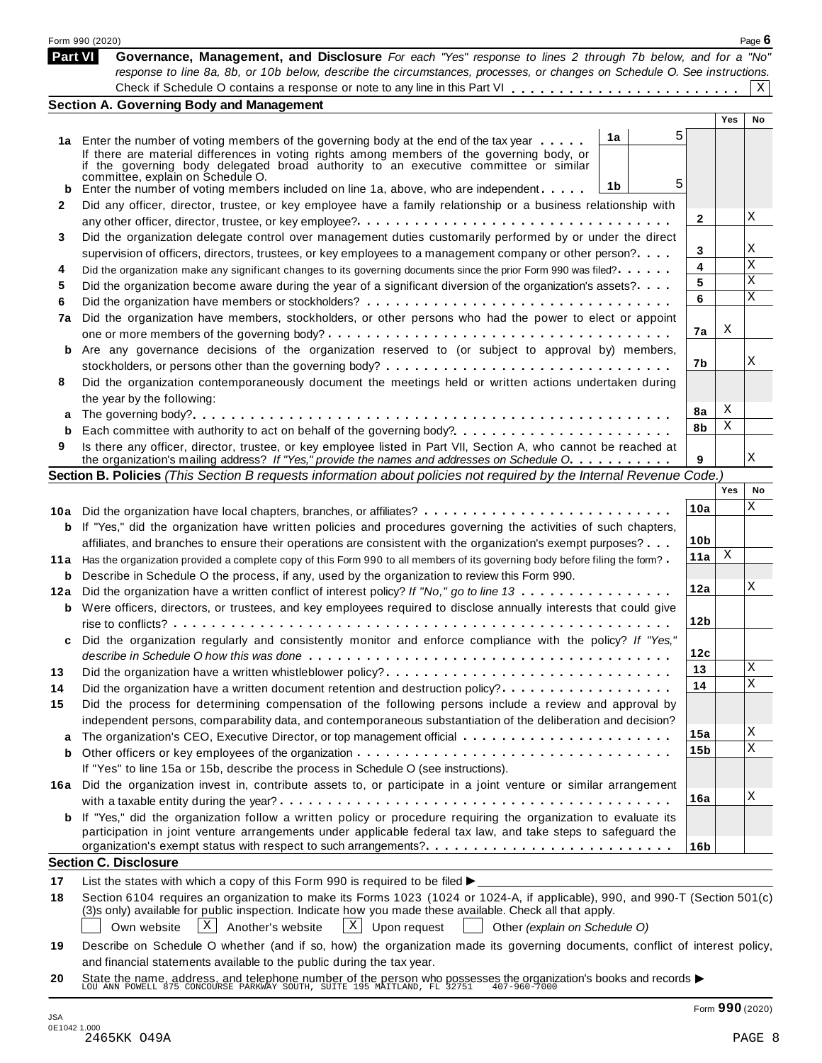Form 990 (2020)

## Part VI Governance, Management, and Disclosure

*For each "Yes" response to lines 2 through 7b below, and for a "No" response to line 8a, 8b, or 10b below, describe the circumstances, processes, or changes on Schedule O. See instructions.*

Check if Schedule O contains a response or note to any line in this Part VI . . . . . . . . . . . . . . . . . . . . . . . . X

### Section A. Governing Body and Management

| | | | | Yes | No |
|---|---|---|---|---|---|
| **1a** | Enter the number of voting members of the governing body at the end of the tax year . . . . . | 1a | 5 | | |
| | If there are material differences in voting rights among members of the governing body, or if the governing body delegated broad authority to an executive committee or similar committee, explain on Schedule O. | | | | |
| **b** | Enter the number of voting members included on line 1a, above, who are independent . . . . . | 1b | 5 | | |
| **2** | Did any officer, director, trustee, or key employee have a family relationship or a business relationship with any other officer, director, trustee, or key employee? . . . . . | 2 | | | X |
| **3** | Did the organization delegate control over management duties customarily performed by or under the direct supervision of officers, directors, trustees, or key employees to a management company or other person? . . . . | 3 | | | X |
| **4** | Did the organization make any significant changes to its governing documents since the prior Form 990 was filed? . . . . . | 4 | | | X |
| **5** | Did the organization become aware during the year of a significant diversion of the organization's assets? . . . . | 5 | | | X |
| **6** | Did the organization have members or stockholders? . . . . . | 6 | | | X |
| **7a** | Did the organization have members, stockholders, or other persons who had the power to elect or appoint one or more members of the governing body? . . . . . | 7a | | X | |
| **b** | Are any governance decisions of the organization reserved to (or subject to approval by) members, stockholders, or persons other than the governing body? . . . . . | 7b | | | X |
| **8** | Did the organization contemporaneously document the meetings held or written actions undertaken during the year by the following: | | | | |
| **a** | The governing body? . . . . . | 8a | | X | |
| **b** | Each committee with authority to act on behalf of the governing body? . . . . . | 8b | | X | |
| **9** | Is there any officer, director, trustee, or key employee listed in Part VII, Section A, who cannot be reached at the organization's mailing address? *If "Yes," provide the names and addresses on Schedule O.* . . . . . | 9 | | | X |

### Section B. Policies *(This Section B requests information about policies not required by the Internal Revenue Code.)*

| | | | Yes | No |
|---|---|---|---|---|
| **10a** | Did the organization have local chapters, branches, or affiliates? . . . . . | 10a | | X |
| **b** | If "Yes," did the organization have written policies and procedures governing the activities of such chapters, affiliates, and branches to ensure their operations are consistent with the organization's exempt purposes? . . . | 10b | | |
| **11a** | Has the organization provided a complete copy of this Form 990 to all members of its governing body before filing the form? . | 11a | X | |
| **b** | Describe in Schedule O the process, if any, used by the organization to review this Form 990. | | | |
| **12a** | Did the organization have a written conflict of interest policy? *If "No," go to line 13* . . . . . | 12a | | X |
| **b** | Were officers, directors, or trustees, and key employees required to disclose annually interests that could give rise to conflicts? . . . . . | 12b | | |
| **c** | Did the organization regularly and consistently monitor and enforce compliance with the policy? *If "Yes," describe in Schedule O how this was done* . . . . . | 12c | | |
| **13** | Did the organization have a written whistleblower policy? . . . . . | 13 | | X |
| **14** | Did the organization have a written document retention and destruction policy? . . . . . | 14 | | X |
| **15** | Did the process for determining compensation of the following persons include a review and approval by independent persons, comparability data, and contemporaneous substantiation of the deliberation and decision? | | | |
| **a** | The organization's CEO, Executive Director, or top management official . . . . . | 15a | | X |
| **b** | Other officers or key employees of the organization . . . . . | 15b | | X |
| | If "Yes" to line 15a or 15b, describe the process in Schedule O (see instructions). | | | |
| **16a** | Did the organization invest in, contribute assets to, or participate in a joint venture or similar arrangement with a taxable entity during the year? . . . . . | 16a | | X |
| **b** | If "Yes," did the organization follow a written policy or procedure requiring the organization to evaluate its participation in joint venture arrangements under applicable federal tax law, and take steps to safeguard the organization's exempt status with respect to such arrangements? . . . . . | 16b | | |

### Section C. Disclosure

**17** List the states with which a copy of this Form 990 is required to be filed ▶

**18** Section 6104 requires an organization to make its Forms 1023 (1024 or 1024-A, if applicable), 990, and 990-T (Section 501(c)(3)s only) available for public inspection. Indicate how you made these available. Check all that apply.

☐ Own website ☒ Another's website ☒ Upon request ☐ Other *(explain on Schedule O)*

**19** Describe on Schedule O whether (and if so, how) the organization made its governing documents, conflict of interest policy, and financial statements available to the public during the tax year.

**20** State the name, address, and telephone number of the person who possesses the organization's books and records ▶
LOU ANN POWELL 875 CONCOURSE PARKWAY SOUTH, SUITE 195 MAITLAND, FL 32751 407-960-7000

Form **990** (2020)

JSA
0E1042 1.000
2465KK 049A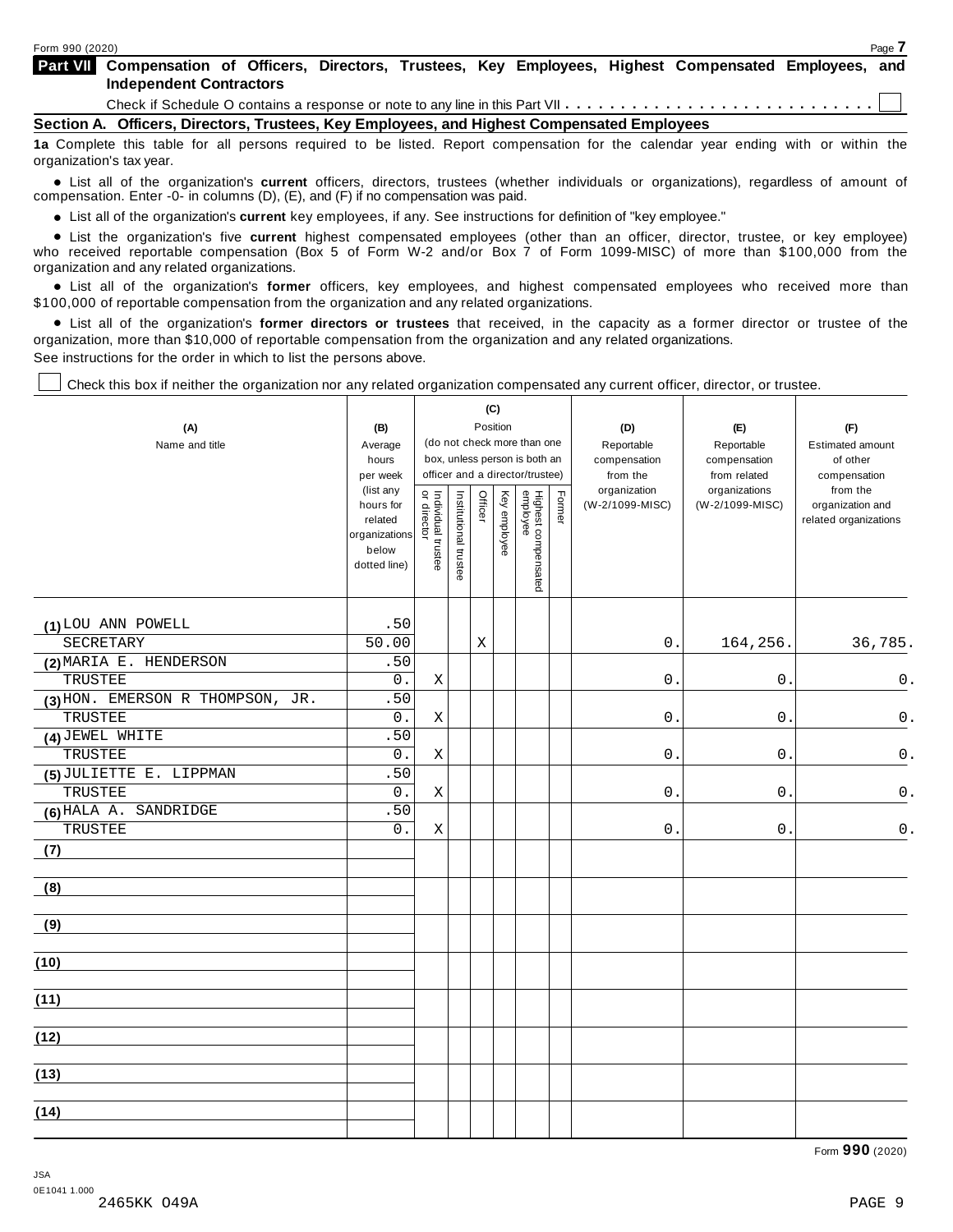## Part VII Compensation of Officers, Directors, Trustees, Key Employees, Highest Compensated Employees, and Independent Contractors

Check if Schedule O contains a response or note to any line in this Part VII . . . . . . . . . . . . . . . . . . . . . . . . . . . . ☐

### Section A. Officers, Directors, Trustees, Key Employees, and Highest Compensated Employees

**1a** Complete this table for all persons required to be listed. Report compensation for the calendar year ending with or within the organization's tax year.

- List all of the organization's **current** officers, directors, trustees (whether individuals or organizations), regardless of amount of compensation. Enter -0- in columns (D), (E), and (F) if no compensation was paid.
- List all of the organization's **current** key employees, if any. See instructions for definition of "key employee."
- List the organization's five **current** highest compensated employees (other than an officer, director, trustee, or key employee) who received reportable compensation (Box 5 of Form W-2 and/or Box 7 of Form 1099-MISC) of more than $100,000 from the organization and any related organizations.
- List all of the organization's **former** officers, key employees, and highest compensated employees who received more than $100,000 of reportable compensation from the organization and any related organizations.
- List all of the organization's **former directors or trustees** that received, in the capacity as a former director or trustee of the organization, more than $10,000 of reportable compensation from the organization and any related organizations.

See instructions for the order in which to list the persons above.

☐ Check this box if neither the organization nor any related organization compensated any current officer, director, or trustee.

| (A) Name and title | (B) Average hours per week (list any hours for related organizations below dotted line) | (C) Position: Individual trustee or director | Institutional trustee | Officer | Key employee | Highest compensated employee | Former | (D) Reportable compensation from the organization (W-2/1099-MISC) | (E) Reportable compensation from related organizations (W-2/1099-MISC) | (F) Estimated amount of other compensation from the organization and related organizations |
|---|---|---|---|---|---|---|---|---|---|---|
| (1) LOU ANN POWELL<br>SECRETARY | .50<br>50.00 | | | X | | | | 0. | 164,256. | 36,785. |
| (2) MARIA E. HENDERSON<br>TRUSTEE | .50<br>0. | X | | | | | | 0. | 0. | 0. |
| (3) HON. EMERSON R THOMPSON, JR.<br>TRUSTEE | .50<br>0. | X | | | | | | 0. | 0. | 0. |
| (4) JEWEL WHITE<br>TRUSTEE | .50<br>0. | X | | | | | | 0. | 0. | 0. |
| (5) JULIETTE E. LIPPMAN<br>TRUSTEE | .50<br>0. | X | | | | | | 0. | 0. | 0. |
| (6) HALA A. SANDRIDGE<br>TRUSTEE | .50<br>0. | X | | | | | | 0. | 0. | 0. |
| (7) | | | | | | | | | | |
| (8) | | | | | | | | | | |
| (9) | | | | | | | | | | |
| (10) | | | | | | | | | | |
| (11) | | | | | | | | | | |
| (12) | | | | | | | | | | |
| (13) | | | | | | | | | | |
| (14) | | | | | | | | | | |

Form **990** (2020)

JSA
0E1041 1.000
2465KK O49A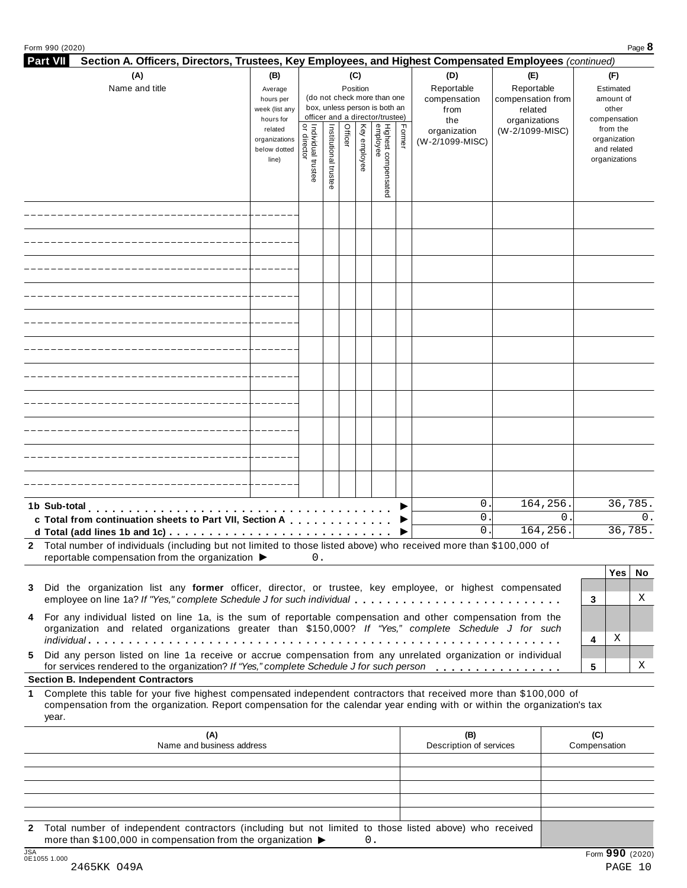## Part VII Section A. Officers, Directors, Trustees, Key Employees, and Highest Compensated Employees *(continued)*

| (A) Name and title | (B) Average hours per week (list any hours for related organizations below dotted line) | (C) Position (do not check more than one box, unless person is both an officer and a director/trustee) | | | | | | (D) Reportable compensation from the organization (W-2/1099-MISC) | (E) Reportable compensation from related organizations (W-2/1099-MISC) | (F) Estimated amount of other compensation from the organization and related organizations |
|---|---|---|---|---|---|---|---|---|---|---|
| | | Individual trustee or director | Institutional trustee | Officer | Key employee | Highest compensated employee | Former | | | |
| | | | | | | | | | | |
| | | | | | | | | | | |
| | | | | | | | | | | |
| | | | | | | | | | | |
| | | | | | | | | | | |
| | | | | | | | | | | |
| | | | | | | | | | | |
| | | | | | | | | | | |
| | | | | | | | | | | |
| | | | | | | | | | | |
| | | | | | | | | | | |
| **1b Sub-total** ▶ | | | | | | | | 0. | 164,256. | 36,785. |
| **c Total from continuation sheets to Part VII, Section A** ▶ | | | | | | | | 0. | 0. | 0. |
| **d Total (add lines 1b and 1c)** ▶ | | | | | | | | 0. | 164,256. | 36,785. |

**2** Total number of individuals (including but not limited to those listed above) who received more than $100,000 of reportable compensation from the organization ▶ 0.

| | | | Yes | No |
|---|---|---|---|---|
| **3** | Did the organization list any **former** officer, director, or trustee, key employee, or highest compensated employee on line 1a? *If "Yes," complete Schedule J for such individual* | 3 | | X |
| **4** | For any individual listed on line 1a, is the sum of reportable compensation and other compensation from the organization and related organizations greater than $150,000? *If "Yes," complete Schedule J for such individual* | 4 | X | |
| **5** | Did any person listed on line 1a receive or accrue compensation from any unrelated organization or individual for services rendered to the organization? *If "Yes," complete Schedule J for such person* | 5 | | X |

### Section B. Independent Contractors

**1** Complete this table for your five highest compensated independent contractors that received more than $100,000 of compensation from the organization. Report compensation for the calendar year ending with or within the organization's tax year.

| (A) Name and business address | (B) Description of services | (C) Compensation |
|---|---|---|
| | | |
| | | |
| | | |
| | | |
| | | |

**2** Total number of independent contractors (including but not limited to those listed above) who received more than $100,000 in compensation from the organization ▶ 0.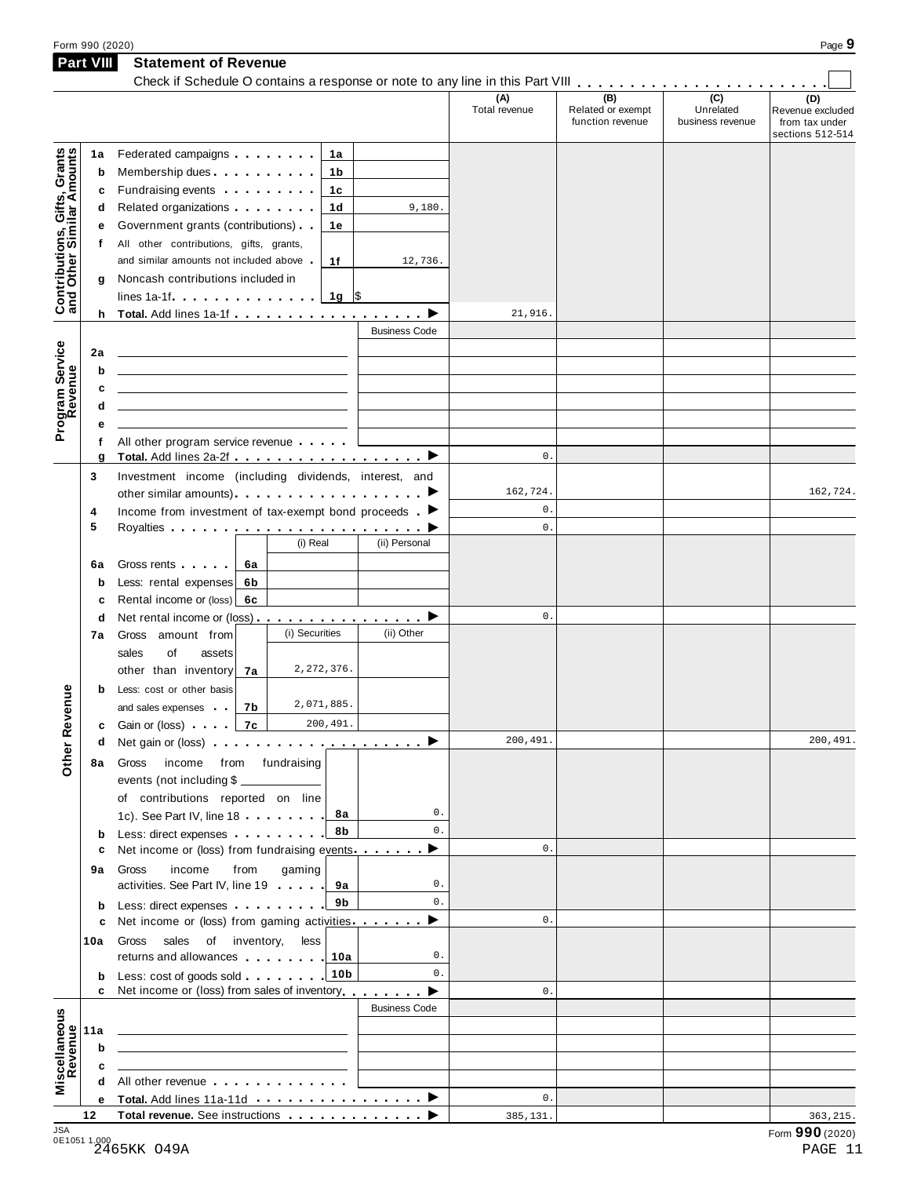Form 990 (2020) Page 9

## Part VIII Statement of Revenue

Check if Schedule O contains a response or note to any line in this Part VIII . . . . . . . . . . . . . . . . . . . . . . . . ☐

| | | | | | (A) Total revenue | (B) Related or exempt function revenue | (C) Unrelated business revenue | (D) Revenue excluded from tax under sections 512-514 |
|---|---|---|---|---|---|---|---|---|
| **Contributions, Gifts, Grants and Other Similar Amounts** | 1a | Federated campaigns | 1a | | | | | |
| | b | Membership dues | 1b | | | | | |
| | c | Fundraising events | 1c | | | | | |
| | d | Related organizations | 1d | 9,180. | | | | |
| | e | Government grants (contributions) | 1e | | | | | |
| | f | All other contributions, gifts, grants, and similar amounts not included above | 1f | 12,736. | | | | |
| | g | Noncash contributions included in lines 1a-1f | 1g | $ | | | | |
| | h | **Total.** Add lines 1a-1f ▶ | | | 21,916. | | | |
| **Program Service Revenue** | | | | Business Code | | | | |
| | 2a | | | | | | | |
| | b | | | | | | | |
| | c | | | | | | | |
| | d | | | | | | | |
| | e | | | | | | | |
| | f | All other program service revenue | | | | | | |
| | g | **Total.** Add lines 2a-2f ▶ | | | 0. | | | |
| **Other Revenue** | 3 | Investment income (including dividends, interest, and other similar amounts) ▶ | | | 162,724. | | | 162,724. |
| | 4 | Income from investment of tax-exempt bond proceeds ▶ | | | 0. | | | |
| | 5 | Royalties ▶ | | | 0. | | | |
| | | | (i) Real | (ii) Personal | | | | |
| | 6a | Gross rents 6a | | | | | | |
| | b | Less: rental expenses 6b | | | | | | |
| | c | Rental income or (loss) 6c | | | | | | |
| | d | Net rental income or (loss) ▶ | | | 0. | | | |
| | | | (i) Securities | (ii) Other | | | | |
| | 7a | Gross amount from sales of assets other than inventory 7a | 2,272,376. | | | | | |
| | b | Less: cost or other basis and sales expenses 7b | 2,071,885. | | | | | |
| | c | Gain or (loss) 7c | 200,491. | | | | | |
| | d | Net gain or (loss) ▶ | | | 200,491. | | | 200,491. |
| | 8a | Gross income from fundraising events (not including $ ______ of contributions reported on line 1c). See Part IV, line 18 | 8a | 0. | | | | |
| | b | Less: direct expenses | 8b | 0. | | | | |
| | c | Net income or (loss) from fundraising events ▶ | | | 0. | | | |
| | 9a | Gross income from gaming activities. See Part IV, line 19 | 9a | 0. | | | | |
| | b | Less: direct expenses | 9b | 0. | | | | |
| | c | Net income or (loss) from gaming activities ▶ | | | 0. | | | |
| | 10a | Gross sales of inventory, less returns and allowances | 10a | 0. | | | | |
| | b | Less: cost of goods sold | 10b | 0. | | | | |
| | c | Net income or (loss) from sales of inventory ▶ | | | 0. | | | |
| **Miscellaneous Revenue** | | | | Business Code | | | | |
| | 11a | | | | | | | |
| | b | | | | | | | |
| | c | | | | | | | |
| | d | All other revenue | | | | | | |
| | e | **Total.** Add lines 11a-11d ▶ | | | 0. | | | |
| | 12 | **Total revenue.** See instructions ▶ | | | 385,131. | | | 363,215. |

JSA 0E1051 1.000 2465KK 049A

Form **990** (2020)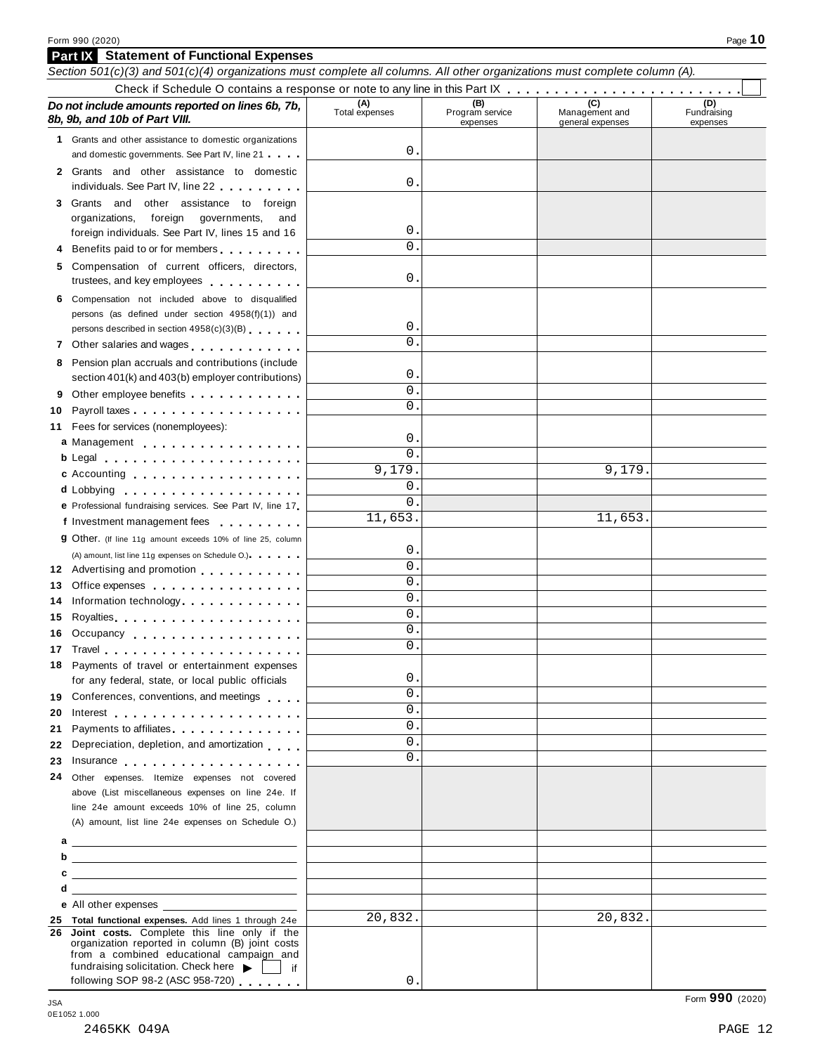## Part IX Statement of Functional Expenses

*Section 501(c)(3) and 501(c)(4) organizations must complete all columns. All other organizations must complete column (A).*

Check if Schedule O contains a response or note to any line in this Part IX . . . . . . . . . . . . . . . . . . . . . . . .

| ***Do not include amounts reported on lines 6b, 7b, 8b, 9b, and 10b of Part VIII.*** | (A) Total expenses | (B) Program service expenses | (C) Management and general expenses | (D) Fundraising expenses |
|---|---|---|---|---|
| **1** Grants and other assistance to domestic organizations and domestic governments. See Part IV, line 21 | 0. | | | |
| **2** Grants and other assistance to domestic individuals. See Part IV, line 22 | 0. | | | |
| **3** Grants and other assistance to foreign organizations, foreign governments, and foreign individuals. See Part IV, lines 15 and 16 | 0. | | | |
| **4** Benefits paid to or for members | 0. | | | |
| **5** Compensation of current officers, directors, trustees, and key employees | 0. | | | |
| **6** Compensation not included above to disqualified persons (as defined under section 4958(f)(1)) and persons described in section 4958(c)(3)(B) | 0. | | | |
| **7** Other salaries and wages | 0. | | | |
| **8** Pension plan accruals and contributions (include section 401(k) and 403(b) employer contributions) | 0. | | | |
| **9** Other employee benefits | 0. | | | |
| **10** Payroll taxes | 0. | | | |
| **11** Fees for services (nonemployees): | | | | |
| **a** Management | 0. | | | |
| **b** Legal | 0. | | | |
| **c** Accounting | 9,179. | | 9,179. | |
| **d** Lobbying | 0. | | | |
| **e** Professional fundraising services. See Part IV, line 17 | 0. | | | |
| **f** Investment management fees | 11,653. | | 11,653. | |
| **g** Other. (If line 11g amount exceeds 10% of line 25, column (A) amount, list line 11g expenses on Schedule O.) | 0. | | | |
| **12** Advertising and promotion | 0. | | | |
| **13** Office expenses | 0. | | | |
| **14** Information technology | 0. | | | |
| **15** Royalties | 0. | | | |
| **16** Occupancy | 0. | | | |
| **17** Travel | 0. | | | |
| **18** Payments of travel or entertainment expenses for any federal, state, or local public officials | 0. | | | |
| **19** Conferences, conventions, and meetings | 0. | | | |
| **20** Interest | 0. | | | |
| **21** Payments to affiliates | 0. | | | |
| **22** Depreciation, depletion, and amortization | 0. | | | |
| **23** Insurance | 0. | | | |
| **24** Other expenses. Itemize expenses not covered above (List miscellaneous expenses on line 24e. If line 24e amount exceeds 10% of line 25, column (A) amount, list line 24e expenses on Schedule O.) | | | | |
| **a** | | | | |
| **b** | | | | |
| **c** | | | | |
| **d** | | | | |
| **e** All other expenses | | | | |
| **25 Total functional expenses.** Add lines 1 through 24e | 20,832. | | 20,832. | |
| **26 Joint costs.** Complete this line only if the organization reported in column (B) joint costs from a combined educational campaign and fundraising solicitation. Check here ▶ ☐ if following SOP 98-2 (ASC 958-720) | 0. | | | |

Form **990** (2020)

JSA
0E1052 1.000

2465KK 049A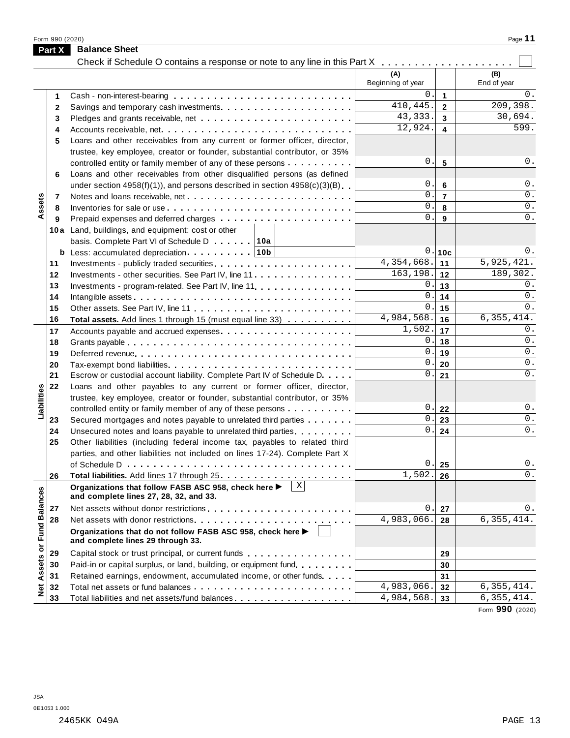Form 990 (2020)

## Part X Balance Sheet

Check if Schedule O contains a response or note to any line in this Part X . . . . . . . . . . . . . . . . . . . . ☐

| Section | Line | Description | (A) Beginning of year | Line | (B) End of year |
|---|---|---|---|---|---|
| Assets | 1 | Cash - non-interest-bearing | 0. | 1 | 0. |
| | 2 | Savings and temporary cash investments | 410,445. | 2 | 209,398. |
| | 3 | Pledges and grants receivable, net | 43,333. | 3 | 30,694. |
| | 4 | Accounts receivable, net | 12,924. | 4 | 599. |
| | 5 | Loans and other receivables from any current or former officer, director, trustee, key employee, creator or founder, substantial contributor, or 35% controlled entity or family member of any of these persons | 0. | 5 | 0. |
| | 6 | Loans and other receivables from other disqualified persons (as defined under section 4958(f)(1)), and persons described in section 4958(c)(3)(B) | 0. | 6 | 0. |
| | 7 | Notes and loans receivable, net | 0. | 7 | 0. |
| | 8 | Inventories for sale or use | 0. | 8 | 0. |
| | 9 | Prepaid expenses and deferred charges | 0. | 9 | 0. |
| | 10a | Land, buildings, and equipment: cost or other basis. Complete Part VI of Schedule D . . . 10a | | | |
| | b | Less: accumulated depreciation . . . 10b | 0. | 10c | 0. |
| | 11 | Investments - publicly traded securities | 4,354,668. | 11 | 5,925,421. |
| | 12 | Investments - other securities. See Part IV, line 11 | 163,198. | 12 | 189,302. |
| | 13 | Investments - program-related. See Part IV, line 11 | 0. | 13 | 0. |
| | 14 | Intangible assets | 0. | 14 | 0. |
| | 15 | Other assets. See Part IV, line 11 | 0. | 15 | 0. |
| | 16 | **Total assets.** Add lines 1 through 15 (must equal line 33) | 4,984,568. | 16 | 6,355,414. |
| Liabilities | 17 | Accounts payable and accrued expenses | 1,502. | 17 | 0. |
| | 18 | Grants payable | 0. | 18 | 0. |
| | 19 | Deferred revenue | 0. | 19 | 0. |
| | 20 | Tax-exempt bond liabilities | 0. | 20 | 0. |
| | 21 | Escrow or custodial account liability. Complete Part IV of Schedule D | 0. | 21 | 0. |
| | 22 | Loans and other payables to any current or former officer, director, trustee, key employee, creator or founder, substantial contributor, or 35% controlled entity or family member of any of these persons | 0. | 22 | 0. |
| | 23 | Secured mortgages and notes payable to unrelated third parties | 0. | 23 | 0. |
| | 24 | Unsecured notes and loans payable to unrelated third parties | 0. | 24 | 0. |
| | 25 | Other liabilities (including federal income tax, payables to related third parties, and other liabilities not included on lines 17-24). Complete Part X of Schedule D | 0. | 25 | 0. |
| | 26 | **Total liabilities.** Add lines 17 through 25 | 1,502. | 26 | 0. |
| Net Assets or Fund Balances | | **Organizations that follow FASB ASC 958, check here ▶** ☒ **and complete lines 27, 28, 32, and 33.** | | | |
| | 27 | Net assets without donor restrictions | 0. | 27 | 0. |
| | 28 | Net assets with donor restrictions | 4,983,066. | 28 | 6,355,414. |
| | | **Organizations that do not follow FASB ASC 958, check here ▶** ☐ **and complete lines 29 through 33.** | | | |
| | 29 | Capital stock or trust principal, or current funds | | 29 | |
| | 30 | Paid-in or capital surplus, or land, building, or equipment fund | | 30 | |
| | 31 | Retained earnings, endowment, accumulated income, or other funds | | 31 | |
| | 32 | Total net assets or fund balances | 4,983,066. | 32 | 6,355,414. |
| | 33 | Total liabilities and net assets/fund balances | 4,984,568. | 33 | 6,355,414. |

Form **990** (2020)

JSA
0E1053 1.000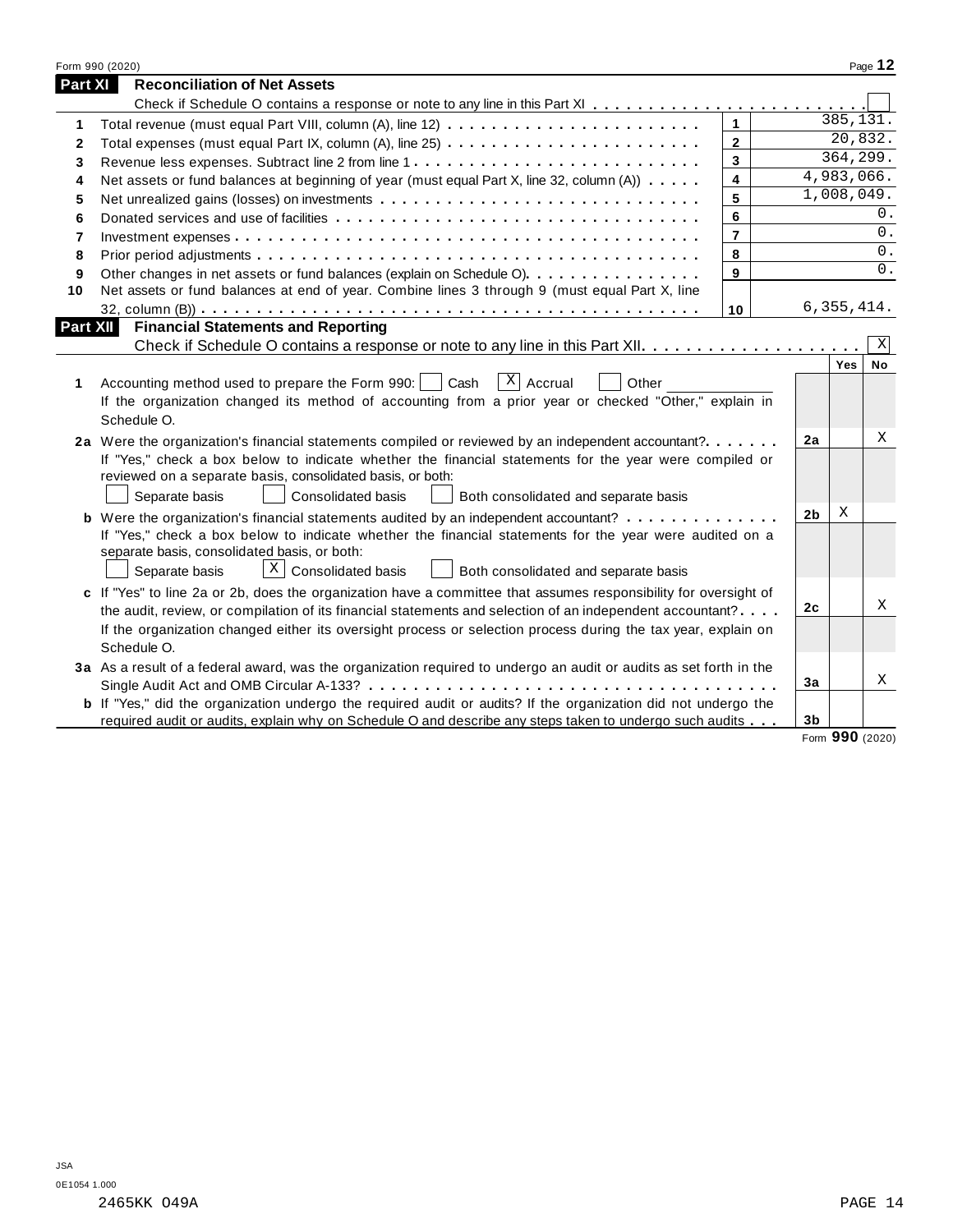Form 990 (2020)

## Part XI Reconciliation of Net Assets

Check if Schedule O contains a response or note to any line in this Part XI . . . . . . . . . . . . . . . . . . . . . . . . ☐

| | | | |
|---|---|---|---|
| 1 | Total revenue (must equal Part VIII, column (A), line 12) | 1 | 385,131. |
| 2 | Total expenses (must equal Part IX, column (A), line 25) | 2 | 20,832. |
| 3 | Revenue less expenses. Subtract line 2 from line 1 | 3 | 364,299. |
| 4 | Net assets or fund balances at beginning of year (must equal Part X, line 32, column (A)) | 4 | 4,983,066. |
| 5 | Net unrealized gains (losses) on investments | 5 | 1,008,049. |
| 6 | Donated services and use of facilities | 6 | 0. |
| 7 | Investment expenses | 7 | 0. |
| 8 | Prior period adjustments | 8 | 0. |
| 9 | Other changes in net assets or fund balances (explain on Schedule O) | 9 | 0. |
| 10 | Net assets or fund balances at end of year. Combine lines 3 through 9 (must equal Part X, line 32, column (B)) | 10 | 6,355,414. |

## Part XII Financial Statements and Reporting

Check if Schedule O contains a response or note to any line in this Part XII . . . . . . . . . . . . . . . . . . . . ☒

| | | | Yes | No |
|---|---|---|---|---|
| 1 | Accounting method used to prepare the Form 990: ☐ Cash ☒ Accrual ☐ Other ______<br>If the organization changed its method of accounting from a prior year or checked "Other," explain in Schedule O. | | | |
| 2a | Were the organization's financial statements compiled or reviewed by an independent accountant? | 2a | | X |
| | If "Yes," check a box below to indicate whether the financial statements for the year were compiled or reviewed on a separate basis, consolidated basis, or both:<br>☐ Separate basis ☐ Consolidated basis ☐ Both consolidated and separate basis | | | |
| b | Were the organization's financial statements audited by an independent accountant? | 2b | X | |
| | If "Yes," check a box below to indicate whether the financial statements for the year were audited on a separate basis, consolidated basis, or both:<br>☐ Separate basis ☒ Consolidated basis ☐ Both consolidated and separate basis | | | |
| c | If "Yes" to line 2a or 2b, does the organization have a committee that assumes responsibility for oversight of the audit, review, or compilation of its financial statements and selection of an independent accountant? | 2c | | X |
| | If the organization changed either its oversight process or selection process during the tax year, explain on Schedule O. | | | |
| 3a | As a result of a federal award, was the organization required to undergo an audit or audits as set forth in the Single Audit Act and OMB Circular A-133? | 3a | | X |
| b | If "Yes," did the organization undergo the required audit or audits? If the organization did not undergo the required audit or audits, explain why on Schedule O and describe any steps taken to undergo such audits | 3b | | |

Form **990** (2020)

JSA
0E1054 1.000
2465KK O49A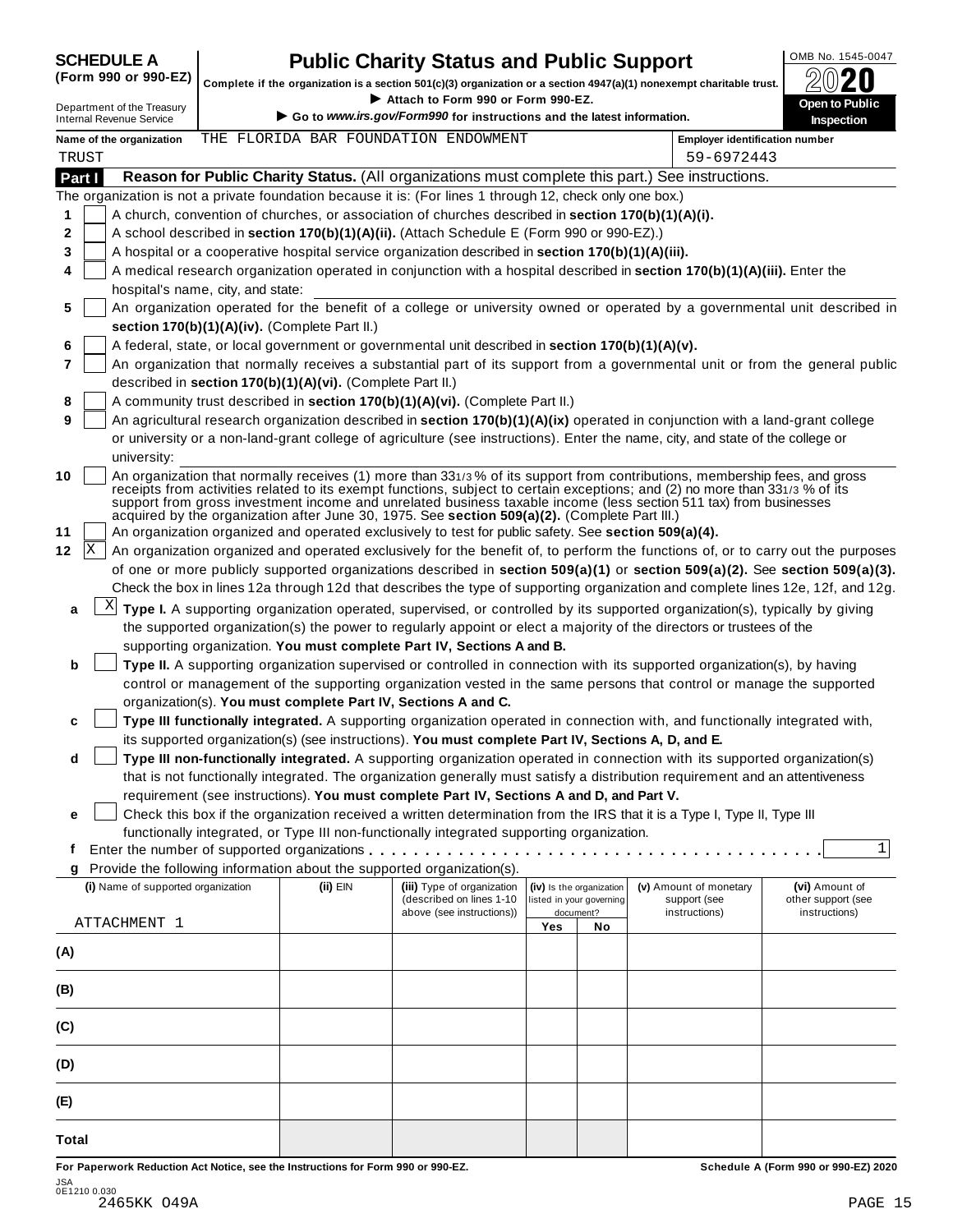**SCHEDULE A (Form 990 or 990-EZ)**

Department of the Treasury
Internal Revenue Service

# Public Charity Status and Public Support

**Complete if the organization is a section 501(c)(3) organization or a section 4947(a)(1) nonexempt charitable trust.**

▶ **Attach to Form 990 or Form 990-EZ.**

▶ **Go to *www.irs.gov/Form990* for instructions and the latest information.**

OMB No. 1545-0047

**2020**

**Open to Public Inspection**

**Name of the organization** THE FLORIDA BAR FOUNDATION ENDOWMENT TRUST

**Employer identification number** 59-6972443

## Part I Reason for Public Charity Status. (All organizations must complete this part.) See instructions.

The organization is not a private foundation because it is: (For lines 1 through 12, check only one box.)

1 [ ] A church, convention of churches, or association of churches described in **section 170(b)(1)(A)(i).**

2 [ ] A school described in **section 170(b)(1)(A)(ii).** (Attach Schedule E (Form 990 or 990-EZ).)

3 [ ] A hospital or a cooperative hospital service organization described in **section 170(b)(1)(A)(iii).**

4 [ ] A medical research organization operated in conjunction with a hospital described in **section 170(b)(1)(A)(iii).** Enter the hospital's name, city, and state:

5 [ ] An organization operated for the benefit of a college or university owned or operated by a governmental unit described in **section 170(b)(1)(A)(iv).** (Complete Part II.)

6 [ ] A federal, state, or local government or governmental unit described in **section 170(b)(1)(A)(v).**

7 [ ] An organization that normally receives a substantial part of its support from a governmental unit or from the general public described in **section 170(b)(1)(A)(vi).** (Complete Part II.)

8 [ ] A community trust described in **section 170(b)(1)(A)(vi).** (Complete Part II.)

9 [ ] An agricultural research organization described in **section 170(b)(1)(A)(ix)** operated in conjunction with a land-grant college or university or a non-land-grant college of agriculture (see instructions). Enter the name, city, and state of the college or university:

10 [ ] An organization that normally receives (1) more than 33 1/3 % of its support from contributions, membership fees, and gross receipts from activities related to its exempt functions, subject to certain exceptions; and (2) no more than 33 1/3 % of its support from gross investment income and unrelated business taxable income (less section 511 tax) from businesses acquired by the organization after June 30, 1975. See **section 509(a)(2).** (Complete Part III.)

11 [ ] An organization organized and operated exclusively to test for public safety. See **section 509(a)(4).**

12 [X] An organization organized and operated exclusively for the benefit of, to perform the functions of, or to carry out the purposes of one or more publicly supported organizations described in **section 509(a)(1)** or **section 509(a)(2).** See **section 509(a)(3).** Check the box in lines 12a through 12d that describes the type of supporting organization and complete lines 12e, 12f, and 12g.

a [X] **Type I.** A supporting organization operated, supervised, or controlled by its supported organization(s), typically by giving the supported organization(s) the power to regularly appoint or elect a majority of the directors or trustees of the supporting organization. **You must complete Part IV, Sections A and B.**

b [ ] **Type II.** A supporting organization supervised or controlled in connection with its supported organization(s), by having control or management of the supporting organization vested in the same persons that control or manage the supported organization(s). **You must complete Part IV, Sections A and C.**

c [ ] **Type III functionally integrated.** A supporting organization operated in connection with, and functionally integrated with, its supported organization(s) (see instructions). **You must complete Part IV, Sections A, D, and E.**

d [ ] **Type III non-functionally integrated.** A supporting organization operated in connection with its supported organization(s) that is not functionally integrated. The organization generally must satisfy a distribution requirement and an attentiveness requirement (see instructions). **You must complete Part IV, Sections A and D, and Part V.**

e [ ] Check this box if the organization received a written determination from the IRS that it is a Type I, Type II, Type III functionally integrated, or Type III non-functionally integrated supporting organization.

f Enter the number of supported organizations . . . . . . . . . . 1

g Provide the following information about the supported organization(s).

| (i) Name of supported organization | (ii) EIN | (iii) Type of organization (described on lines 1-10 above (see instructions)) | (iv) Is the organization listed in your governing document? Yes | No | (v) Amount of monetary support (see instructions) | (vi) Amount of other support (see instructions) |
|---|---|---|---|---|---|---|
| ATTACHMENT 1 | | | | | | |
| (A) | | | | | | |
| (B) | | | | | | |
| (C) | | | | | | |
| (D) | | | | | | |
| (E) | | | | | | |
| **Total** | | | | | | |

**For Paperwork Reduction Act Notice, see the Instructions for Form 990 or 990-EZ.** **Schedule A (Form 990 or 990-EZ) 2020**

JSA
0E1210 0.030
2465KK O49A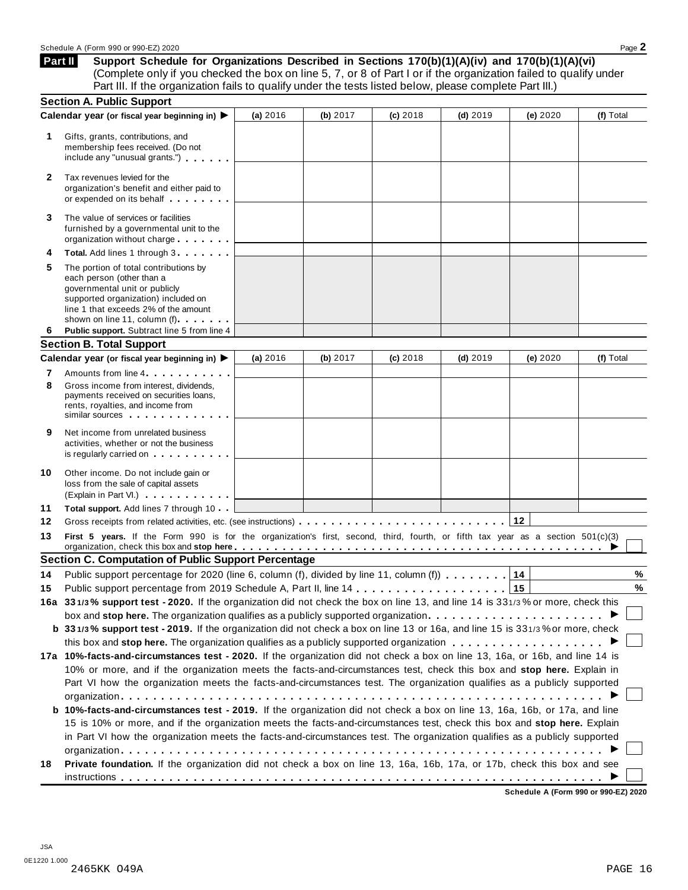**Part II** **Support Schedule for Organizations Described in Sections 170(b)(1)(A)(iv) and 170(b)(1)(A)(vi)**
(Complete only if you checked the box on line 5, 7, or 8 of Part I or if the organization failed to qualify under Part III. If the organization fails to qualify under the tests listed below, please complete Part III.)

### Section A. Public Support

| Calendar year (or fiscal year beginning in) ▶ | (a) 2016 | (b) 2017 | (c) 2018 | (d) 2019 | (e) 2020 | (f) Total |
|---|---|---|---|---|---|---|
| **1** Gifts, grants, contributions, and membership fees received. (Do not include any "unusual grants.") | | | | | | |
| **2** Tax revenues levied for the organization's benefit and either paid to or expended on its behalf | | | | | | |
| **3** The value of services or facilities furnished by a governmental unit to the organization without charge | | | | | | |
| **4** **Total.** Add lines 1 through 3 | | | | | | |
| **5** The portion of total contributions by each person (other than a governmental unit or publicly supported organization) included on line 1 that exceeds 2% of the amount shown on line 11, column (f) | | | | | | |
| **6** **Public support.** Subtract line 5 from line 4 | | | | | | |

### Section B. Total Support

| Calendar year (or fiscal year beginning in) ▶ | (a) 2016 | (b) 2017 | (c) 2018 | (d) 2019 | (e) 2020 | (f) Total |
|---|---|---|---|---|---|---|
| **7** Amounts from line 4 | | | | | | |
| **8** Gross income from interest, dividends, payments received on securities loans, rents, royalties, and income from similar sources | | | | | | |
| **9** Net income from unrelated business activities, whether or not the business is regularly carried on | | | | | | |
| **10** Other income. Do not include gain or loss from the sale of capital assets (Explain in Part VI.) | | | | | | |
| **11** **Total support.** Add lines 7 through 10 | | | | | | |

**12** Gross receipts from related activities, etc. (see instructions) . . . **12** ____

**13** **First 5 years.** If the Form 990 is for the organization's first, second, third, fourth, or fifth tax year as a section 501(c)(3) organization, check this box and **stop here** . . . ▶ ☐

### Section C. Computation of Public Support Percentage

**14** Public support percentage for 2020 (line 6, column (f), divided by line 11, column (f)) . . . **14** ____ %

**15** Public support percentage from 2019 Schedule A, Part II, line 14 . . . **15** ____ %

**16a** **33 1/3% support test - 2020.** If the organization did not check the box on line 13, and line 14 is 33 1/3% or more, check this box and **stop here.** The organization qualifies as a publicly supported organization . . . ▶ ☐

**b** **33 1/3% support test - 2019.** If the organization did not check a box on line 13 or 16a, and line 15 is 33 1/3% or more, check this box and **stop here.** The organization qualifies as a publicly supported organization . . . ▶ ☐

**17a** **10%-facts-and-circumstances test - 2020.** If the organization did not check a box on line 13, 16a, or 16b, and line 14 is 10% or more, and if the organization meets the facts-and-circumstances test, check this box and **stop here.** Explain in Part VI how the organization meets the facts-and-circumstances test. The organization qualifies as a publicly supported organization . . . ▶ ☐

**b** **10%-facts-and-circumstances test - 2019.** If the organization did not check a box on line 13, 16a, 16b, or 17a, and line 15 is 10% or more, and if the organization meets the facts-and-circumstances test, check this box and **stop here.** Explain in Part VI how the organization meets the facts-and-circumstances test. The organization qualifies as a publicly supported organization . . . ▶ ☐

**18** **Private foundation.** If the organization did not check a box on line 13, 16a, 16b, 17a, or 17b, check this box and see instructions . . . ▶ ☐

**Schedule A (Form 990 or 990-EZ) 2020**

JSA
0E1220 1.000
2465KK 049A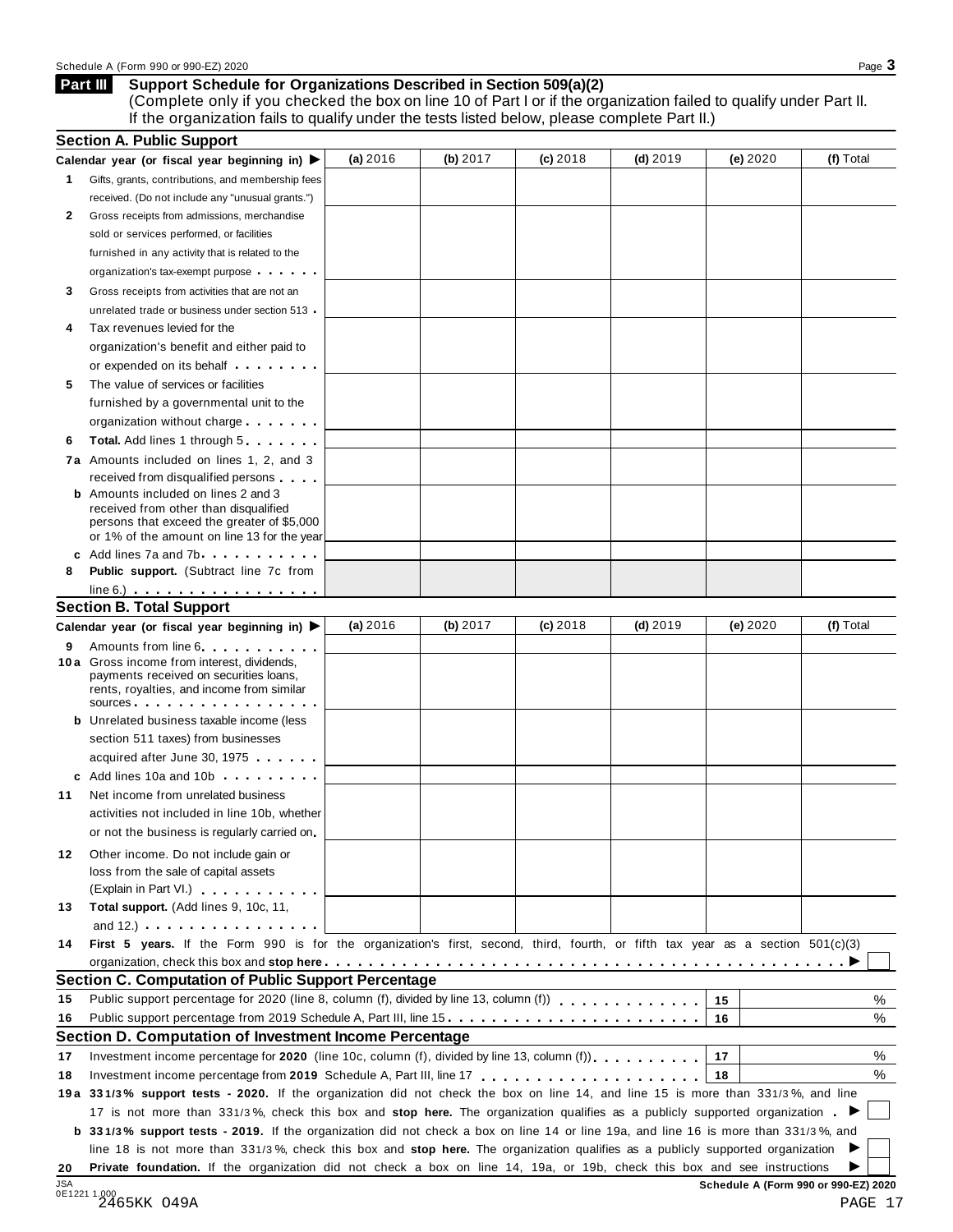## Part III Support Schedule for Organizations Described in Section 509(a)(2)

(Complete only if you checked the box on line 10 of Part I or if the organization failed to qualify under Part II. If the organization fails to qualify under the tests listed below, please complete Part II.)

### Section A. Public Support

| Calendar year (or fiscal year beginning in) ▶ | (a) 2016 | (b) 2017 | (c) 2018 | (d) 2019 | (e) 2020 | (f) Total |
|---|---|---|---|---|---|---|
| **1** Gifts, grants, contributions, and membership fees received. (Do not include any "unusual grants.") | | | | | | |
| **2** Gross receipts from admissions, merchandise sold or services performed, or facilities furnished in any activity that is related to the organization's tax-exempt purpose | | | | | | |
| **3** Gross receipts from activities that are not an unrelated trade or business under section 513 | | | | | | |
| **4** Tax revenues levied for the organization's benefit and either paid to or expended on its behalf | | | | | | |
| **5** The value of services or facilities furnished by a governmental unit to the organization without charge | | | | | | |
| **6** **Total.** Add lines 1 through 5 | | | | | | |
| **7a** Amounts included on lines 1, 2, and 3 received from disqualified persons | | | | | | |
| **b** Amounts included on lines 2 and 3 received from other than disqualified persons that exceed the greater of $5,000 or 1% of the amount on line 13 for the year | | | | | | |
| **c** Add lines 7a and 7b | | | | | | |
| **8** **Public support.** (Subtract line 7c from line 6.) | | | | | | |

### Section B. Total Support

| Calendar year (or fiscal year beginning in) ▶ | (a) 2016 | (b) 2017 | (c) 2018 | (d) 2019 | (e) 2020 | (f) Total |
|---|---|---|---|---|---|---|
| **9** Amounts from line 6 | | | | | | |
| **10a** Gross income from interest, dividends, payments received on securities loans, rents, royalties, and income from similar sources | | | | | | |
| **b** Unrelated business taxable income (less section 511 taxes) from businesses acquired after June 30, 1975 | | | | | | |
| **c** Add lines 10a and 10b | | | | | | |
| **11** Net income from unrelated business activities not included in line 10b, whether or not the business is regularly carried on | | | | | | |
| **12** Other income. Do not include gain or loss from the sale of capital assets (Explain in Part VI.) | | | | | | |
| **13** **Total support.** (Add lines 9, 10c, 11, and 12.) | | | | | | |

**14** **First 5 years.** If the Form 990 is for the organization's first, second, third, fourth, or fifth tax year as a section 501(c)(3) organization, check this box and **stop here** ▶ ☐

### Section C. Computation of Public Support Percentage

| | | | |
|---|---|---|---|
| **15** | Public support percentage for 2020 (line 8, column (f), divided by line 13, column (f)) | 15 | % |
| **16** | Public support percentage from 2019 Schedule A, Part III, line 15 | 16 | % |

### Section D. Computation of Investment Income Percentage

| | | | |
|---|---|---|---|
| **17** | Investment income percentage for **2020** (line 10c, column (f), divided by line 13, column (f)) | 17 | % |
| **18** | Investment income percentage from **2019** Schedule A, Part III, line 17 | 18 | % |

**19a** **33 1/3% support tests - 2020.** If the organization did not check the box on line 14, and line 15 is more than 33 1/3%, and line 17 is not more than 33 1/3%, check this box and **stop here.** The organization qualifies as a publicly supported organization ▶ ☐

**b** **33 1/3% support tests - 2019.** If the organization did not check a box on line 14 or line 19a, and line 16 is more than 33 1/3%, and line 18 is not more than 33 1/3%, check this box and **stop here.** The organization qualifies as a publicly supported organization ▶ ☐

**20** **Private foundation.** If the organization did not check a box on line 14, 19a, or 19b, check this box and see instructions ▶ ☐

Schedule A (Form 990 or 990-EZ) 2020

JSA
0E1221 1.000
2465KK 049A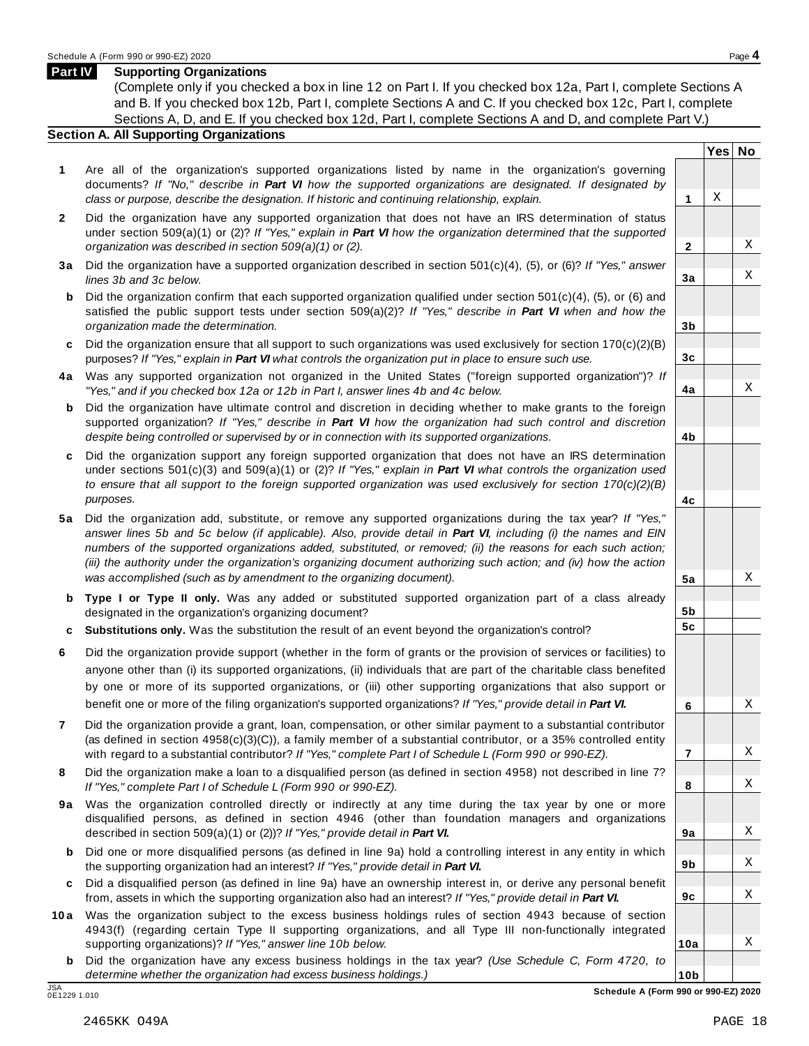## Part IV Supporting Organizations

(Complete only if you checked a box in line 12 on Part I. If you checked box 12a, Part I, complete Sections A and B. If you checked box 12b, Part I, complete Sections A and C. If you checked box 12c, Part I, complete Sections A, D, and E. If you checked box 12d, Part I, complete Sections A and D, and complete Part V.)

### Section A. All Supporting Organizations

| | | Line | Yes | No |
|---|---|---|---|---|
| **1** | Are all of the organization's supported organizations listed by name in the organization's governing documents? *If "No," describe in **Part VI** how the supported organizations are designated. If designated by class or purpose, describe the designation. If historic and continuing relationship, explain.* | 1 | X | |
| **2** | Did the organization have any supported organization that does not have an IRS determination of status under section 509(a)(1) or (2)? *If "Yes," explain in **Part VI** how the organization determined that the supported organization was described in section 509(a)(1) or (2).* | 2 | | X |
| **3a** | Did the organization have a supported organization described in section 501(c)(4), (5), or (6)? *If "Yes," answer lines 3b and 3c below.* | 3a | | X |
| **b** | Did the organization confirm that each supported organization qualified under section 501(c)(4), (5), or (6) and satisfied the public support tests under section 509(a)(2)? *If "Yes," describe in **Part VI** when and how the organization made the determination.* | 3b | | |
| **c** | Did the organization ensure that all support to such organizations was used exclusively for section 170(c)(2)(B) purposes? *If "Yes," explain in **Part VI** what controls the organization put in place to ensure such use.* | 3c | | |
| **4a** | Was any supported organization not organized in the United States ("foreign supported organization")? *If "Yes," and if you checked box 12a or 12b in Part I, answer lines 4b and 4c below.* | 4a | | X |
| **b** | Did the organization have ultimate control and discretion in deciding whether to make grants to the foreign supported organization? *If "Yes," describe in **Part VI** how the organization had such control and discretion despite being controlled or supervised by or in connection with its supported organizations.* | 4b | | |
| **c** | Did the organization support any foreign supported organization that does not have an IRS determination under sections 501(c)(3) and 509(a)(1) or (2)? *If "Yes," explain in **Part VI** what controls the organization used to ensure that all support to the foreign supported organization was used exclusively for section 170(c)(2)(B) purposes.* | 4c | | |
| **5a** | Did the organization add, substitute, or remove any supported organizations during the tax year? *If "Yes," answer lines 5b and 5c below (if applicable). Also, provide detail in **Part VI**, including (i) the names and EIN numbers of the supported organizations added, substituted, or removed; (ii) the reasons for each such action; (iii) the authority under the organization's organizing document authorizing such action; and (iv) how the action was accomplished (such as by amendment to the organizing document).* | 5a | | X |
| **b** | **Type I or Type II only.** Was any added or substituted supported organization part of a class already designated in the organization's organizing document? | 5b | | |
| **c** | **Substitutions only.** Was the substitution the result of an event beyond the organization's control? | 5c | | |
| **6** | Did the organization provide support (whether in the form of grants or the provision of services or facilities) to anyone other than (i) its supported organizations, (ii) individuals that are part of the charitable class benefited by one or more of its supported organizations, or (iii) other supporting organizations that also support or benefit one or more of the filing organization's supported organizations? *If "Yes," provide detail in **Part VI.*** | 6 | | X |
| **7** | Did the organization provide a grant, loan, compensation, or other similar payment to a substantial contributor (as defined in section 4958(c)(3)(C)), a family member of a substantial contributor, or a 35% controlled entity with regard to a substantial contributor? *If "Yes," complete Part I of Schedule L (Form 990 or 990-EZ).* | 7 | | X |
| **8** | Did the organization make a loan to a disqualified person (as defined in section 4958) not described in line 7? *If "Yes," complete Part I of Schedule L (Form 990 or 990-EZ).* | 8 | | X |
| **9a** | Was the organization controlled directly or indirectly at any time during the tax year by one or more disqualified persons, as defined in section 4946 (other than foundation managers and organizations described in section 509(a)(1) or (2))? *If "Yes," provide detail in **Part VI.*** | 9a | | X |
| **b** | Did one or more disqualified persons (as defined in line 9a) hold a controlling interest in any entity in which the supporting organization had an interest? *If "Yes," provide detail in **Part VI.*** | 9b | | X |
| **c** | Did a disqualified person (as defined in line 9a) have an ownership interest in, or derive any personal benefit from, assets in which the supporting organization also had an interest? *If "Yes," provide detail in **Part VI.*** | 9c | | X |
| **10a** | Was the organization subject to the excess business holdings rules of section 4943 because of section 4943(f) (regarding certain Type II supporting organizations, and all Type III non-functionally integrated supporting organizations)? *If "Yes," answer line 10b below.* | 10a | | X |
| **b** | Did the organization have any excess business holdings in the tax year? *(Use Schedule C, Form 4720, to determine whether the organization had excess business holdings.)* | 10b | | |

JSA
0E1229 1.010

**Schedule A (Form 990 or 990-EZ) 2020**

2465KK 049A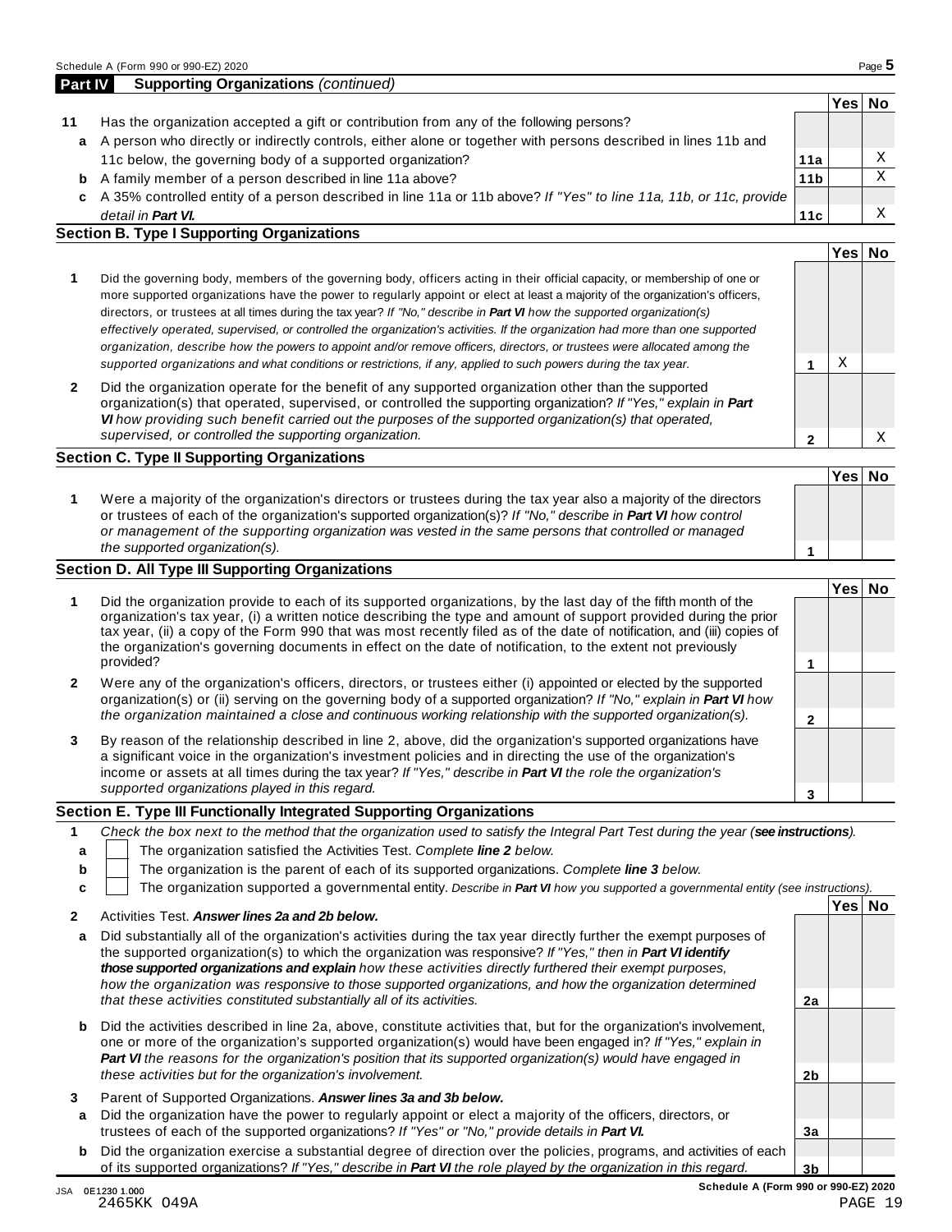## Part IV Supporting Organizations *(continued)*

| | | | Yes | No |
|---|---|---|---|---|
| **11** | Has the organization accepted a gift or contribution from any of the following persons? | | | |
| **a** | A person who directly or indirectly controls, either alone or together with persons described in lines 11b and 11c below, the governing body of a supported organization? | **11a** | | X |
| **b** | A family member of a person described in line 11a above? | **11b** | | X |
| **c** | A 35% controlled entity of a person described in line 11a or 11b above? *If "Yes" to line 11a, 11b, or 11c, provide detail in **Part VI.*** | **11c** | | X |

### Section B. Type I Supporting Organizations

| | | | Yes | No |
|---|---|---|---|---|
| **1** | Did the governing body, members of the governing body, officers acting in their official capacity, or membership of one or more supported organizations have the power to regularly appoint or elect at least a majority of the organization's officers, directors, or trustees at all times during the tax year? *If "No," describe in **Part VI** how the supported organization(s) effectively operated, supervised, or controlled the organization's activities. If the organization had more than one supported organization, describe how the powers to appoint and/or remove officers, directors, or trustees were allocated among the supported organizations and what conditions or restrictions, if any, applied to such powers during the tax year.* | **1** | X | |
| **2** | Did the organization operate for the benefit of any supported organization other than the supported organization(s) that operated, supervised, or controlled the supporting organization? *If "Yes," explain in **Part VI** how providing such benefit carried out the purposes of the supported organization(s) that operated, supervised, or controlled the supporting organization.* | **2** | | X |

### Section C. Type II Supporting Organizations

| | | | Yes | No |
|---|---|---|---|---|
| **1** | Were a majority of the organization's directors or trustees during the tax year also a majority of the directors or trustees of each of the organization's supported organization(s)? *If "No," describe in **Part VI** how control or management of the supporting organization was vested in the same persons that controlled or managed the supported organization(s).* | **1** | | |

### Section D. All Type III Supporting Organizations

| | | | Yes | No |
|---|---|---|---|---|
| **1** | Did the organization provide to each of its supported organizations, by the last day of the fifth month of the organization's tax year, (i) a written notice describing the type and amount of support provided during the prior tax year, (ii) a copy of the Form 990 that was most recently filed as of the date of notification, and (iii) copies of the organization's governing documents in effect on the date of notification, to the extent not previously provided? | **1** | | |
| **2** | Were any of the organization's officers, directors, or trustees either (i) appointed or elected by the supported organization(s) or (ii) serving on the governing body of a supported organization? *If "No," explain in **Part VI** how the organization maintained a close and continuous working relationship with the supported organization(s).* | **2** | | |
| **3** | By reason of the relationship described in line 2, above, did the organization's supported organizations have a significant voice in the organization's investment policies and in directing the use of the organization's income or assets at all times during the tax year? *If "Yes," describe in **Part VI** the role the organization's supported organizations played in this regard.* | **3** | | |

### Section E. Type III Functionally Integrated Supporting Organizations

**1** *Check the box next to the method that the organization used to satisfy the Integral Part Test during the year (**see instructions**).*

- **a** ☐ The organization satisfied the Activities Test. *Complete **line 2** below.*
- **b** ☐ The organization is the parent of each of its supported organizations. *Complete **line 3** below.*
- **c** ☐ The organization supported a governmental entity. *Describe in **Part VI** how you supported a governmental entity (see instructions).*

| | | | Yes | No |
|---|---|---|---|---|
| **2** | Activities Test. ***Answer lines 2a and 2b below.*** | | | |
| **a** | Did substantially all of the organization's activities during the tax year directly further the exempt purposes of the supported organization(s) to which the organization was responsive? *If "Yes," then in **Part VI identify those supported organizations and explain** how these activities directly furthered their exempt purposes, how the organization was responsive to those supported organizations, and how the organization determined that these activities constituted substantially all of its activities.* | **2a** | | |
| **b** | Did the activities described in line 2a, above, constitute activities that, but for the organization's involvement, one or more of the organization's supported organization(s) would have been engaged in? *If "Yes," explain in **Part VI** the reasons for the organization's position that its supported organization(s) would have engaged in these activities but for the organization's involvement.* | **2b** | | |
| **3** | Parent of Supported Organizations. ***Answer lines 3a and 3b below.*** | | | |
| **a** | Did the organization have the power to regularly appoint or elect a majority of the officers, directors, or trustees of each of the supported organizations? *If "Yes" or "No," provide details in **Part VI.*** | **3a** | | |
| **b** | Did the organization exercise a substantial degree of direction over the policies, programs, and activities of each of its supported organizations? *If "Yes," describe in **Part VI** the role played by the organization in this regard.* | **3b** | | |

JSA 0E1230 1.000
2465KK 049A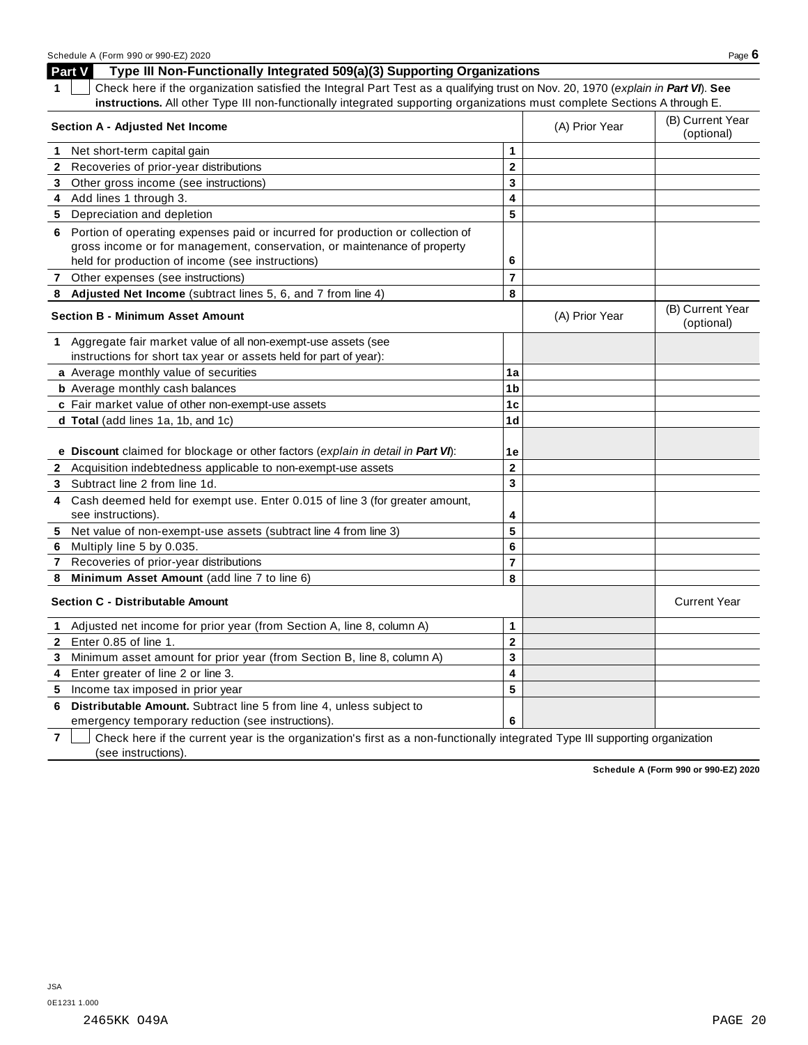## Part V Type III Non-Functionally Integrated 509(a)(3) Supporting Organizations

**1** ☐ Check here if the organization satisfied the Integral Part Test as a qualifying trust on Nov. 20, 1970 (*explain in **Part VI***). **See instructions.** All other Type III non-functionally integrated supporting organizations must complete Sections A through E.

| **Section A - Adjusted Net Income** | | (A) Prior Year | (B) Current Year (optional) |
|---|---|---|---|
| **1** Net short-term capital gain | 1 | | |
| **2** Recoveries of prior-year distributions | 2 | | |
| **3** Other gross income (see instructions) | 3 | | |
| **4** Add lines 1 through 3. | 4 | | |
| **5** Depreciation and depletion | 5 | | |
| **6** Portion of operating expenses paid or incurred for production or collection of gross income or for management, conservation, or maintenance of property held for production of income (see instructions) | 6 | | |
| **7** Other expenses (see instructions) | 7 | | |
| **8** **Adjusted Net Income** (subtract lines 5, 6, and 7 from line 4) | 8 | | |

| **Section B - Minimum Asset Amount** | | (A) Prior Year | (B) Current Year (optional) |
|---|---|---|---|
| **1** Aggregate fair market value of all non-exempt-use assets (see instructions for short tax year or assets held for part of year): | | | |
| **a** Average monthly value of securities | 1a | | |
| **b** Average monthly cash balances | 1b | | |
| **c** Fair market value of other non-exempt-use assets | 1c | | |
| **d** **Total** (add lines 1a, 1b, and 1c) | 1d | | |
| **e** **Discount** claimed for blockage or other factors (*explain in detail in **Part VI***): | 1e | | |
| **2** Acquisition indebtedness applicable to non-exempt-use assets | 2 | | |
| **3** Subtract line 2 from line 1d. | 3 | | |
| **4** Cash deemed held for exempt use. Enter 0.015 of line 3 (for greater amount, see instructions). | 4 | | |
| **5** Net value of non-exempt-use assets (subtract line 4 from line 3) | 5 | | |
| **6** Multiply line 5 by 0.035. | 6 | | |
| **7** Recoveries of prior-year distributions | 7 | | |
| **8** **Minimum Asset Amount** (add line 7 to line 6) | 8 | | |

| **Section C - Distributable Amount** | | | Current Year |
|---|---|---|---|
| **1** Adjusted net income for prior year (from Section A, line 8, column A) | 1 | | |
| **2** Enter 0.85 of line 1. | 2 | | |
| **3** Minimum asset amount for prior year (from Section B, line 8, column A) | 3 | | |
| **4** Enter greater of line 2 or line 3. | 4 | | |
| **5** Income tax imposed in prior year | 5 | | |
| **6** **Distributable Amount.** Subtract line 5 from line 4, unless subject to emergency temporary reduction (see instructions). | 6 | | |

**7** ☐ Check here if the current year is the organization's first as a non-functionally integrated Type III supporting organization (see instructions).

JSA
0E1231 1.000
2465KK 049A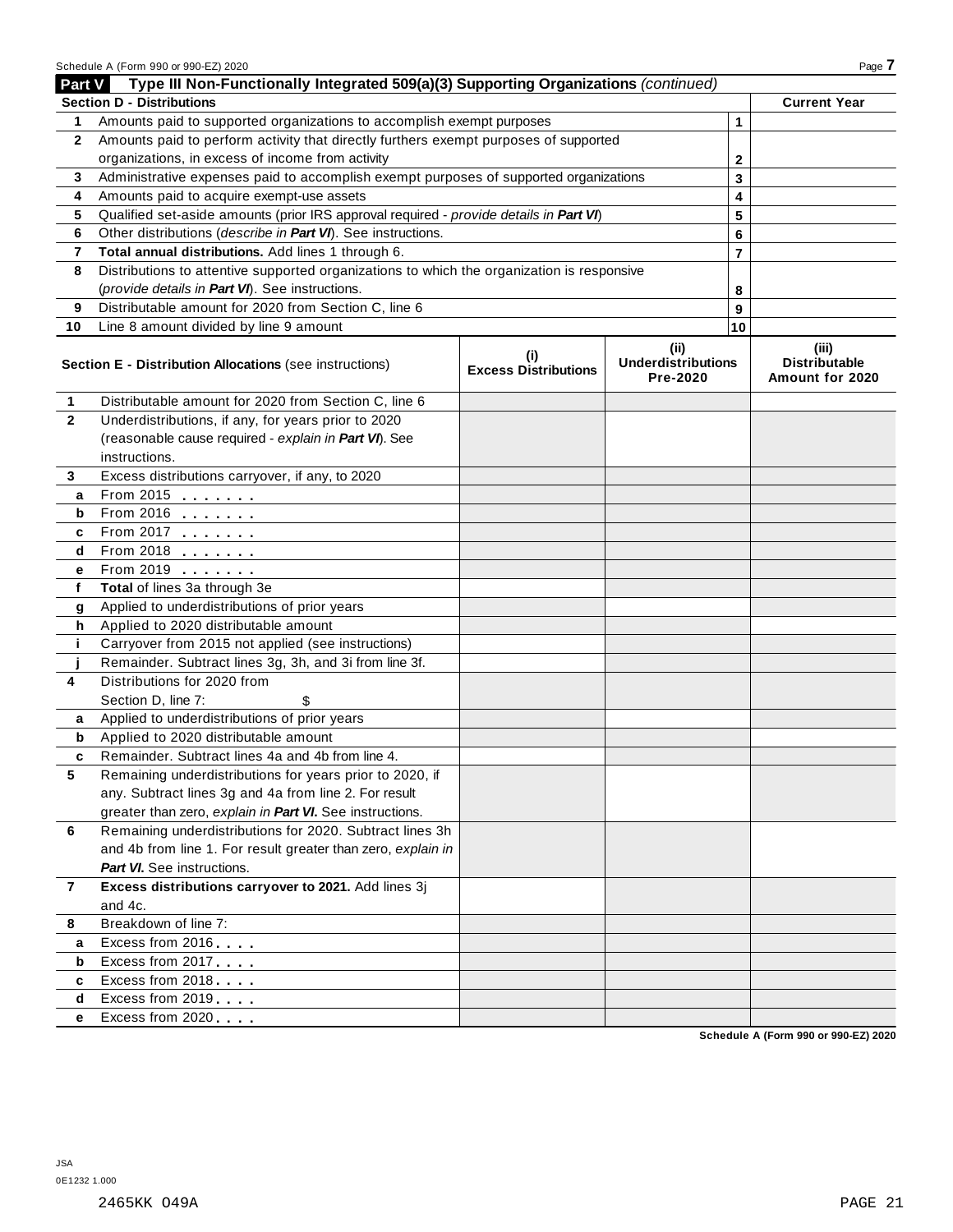## Part V Type III Non-Functionally Integrated 509(a)(3) Supporting Organizations *(continued)*

| Section D - Distributions | | | Current Year |
|---|---|---|---|
| 1 | Amounts paid to supported organizations to accomplish exempt purposes | 1 | |
| 2 | Amounts paid to perform activity that directly furthers exempt purposes of supported organizations, in excess of income from activity | 2 | |
| 3 | Administrative expenses paid to accomplish exempt purposes of supported organizations | 3 | |
| 4 | Amounts paid to acquire exempt-use assets | 4 | |
| 5 | Qualified set-aside amounts (prior IRS approval required - *provide details in **Part VI***) | 5 | |
| 6 | Other distributions (*describe in **Part VI***). See instructions. | 6 | |
| 7 | **Total annual distributions.** Add lines 1 through 6. | 7 | |
| 8 | Distributions to attentive supported organizations to which the organization is responsive (*provide details in **Part VI***). See instructions. | 8 | |
| 9 | Distributable amount for 2020 from Section C, line 6 | 9 | |
| 10 | Line 8 amount divided by line 9 amount | 10 | |

| | **Section E - Distribution Allocations** (see instructions) | (i) Excess Distributions | (ii) Underdistributions Pre-2020 | (iii) Distributable Amount for 2020 |
|---|---|---|---|---|
| 1 | Distributable amount for 2020 from Section C, line 6 | | | |
| 2 | Underdistributions, if any, for years prior to 2020 (reasonable cause required - *explain in **Part VI***). See instructions. | | | |
| 3 | Excess distributions carryover, if any, to 2020 | | | |
| a | From 2015 | | | |
| b | From 2016 | | | |
| c | From 2017 | | | |
| d | From 2018 | | | |
| e | From 2019 | | | |
| f | **Total** of lines 3a through 3e | | | |
| g | Applied to underdistributions of prior years | | | |
| h | Applied to 2020 distributable amount | | | |
| i | Carryover from 2015 not applied (see instructions) | | | |
| j | Remainder. Subtract lines 3g, 3h, and 3i from line 3f. | | | |
| 4 | Distributions for 2020 from Section D, line 7: $ | | | |
| a | Applied to underdistributions of prior years | | | |
| b | Applied to 2020 distributable amount | | | |
| c | Remainder. Subtract lines 4a and 4b from line 4. | | | |
| 5 | Remaining underdistributions for years prior to 2020, if any. Subtract lines 3g and 4a from line 2. For result greater than zero, *explain in **Part VI***. See instructions. | | | |
| 6 | Remaining underdistributions for 2020. Subtract lines 3h and 4b from line 1. For result greater than zero, *explain in **Part VI***. See instructions. | | | |
| 7 | **Excess distributions carryover to 2021.** Add lines 3j and 4c. | | | |
| 8 | Breakdown of line 7: | | | |
| a | Excess from 2016 | | | |
| b | Excess from 2017 | | | |
| c | Excess from 2018 | | | |
| d | Excess from 2019 | | | |
| e | Excess from 2020 | | | |

Schedule A (Form 990 or 990-EZ) 2020

JSA
0E1232 1.000

2465KK 049A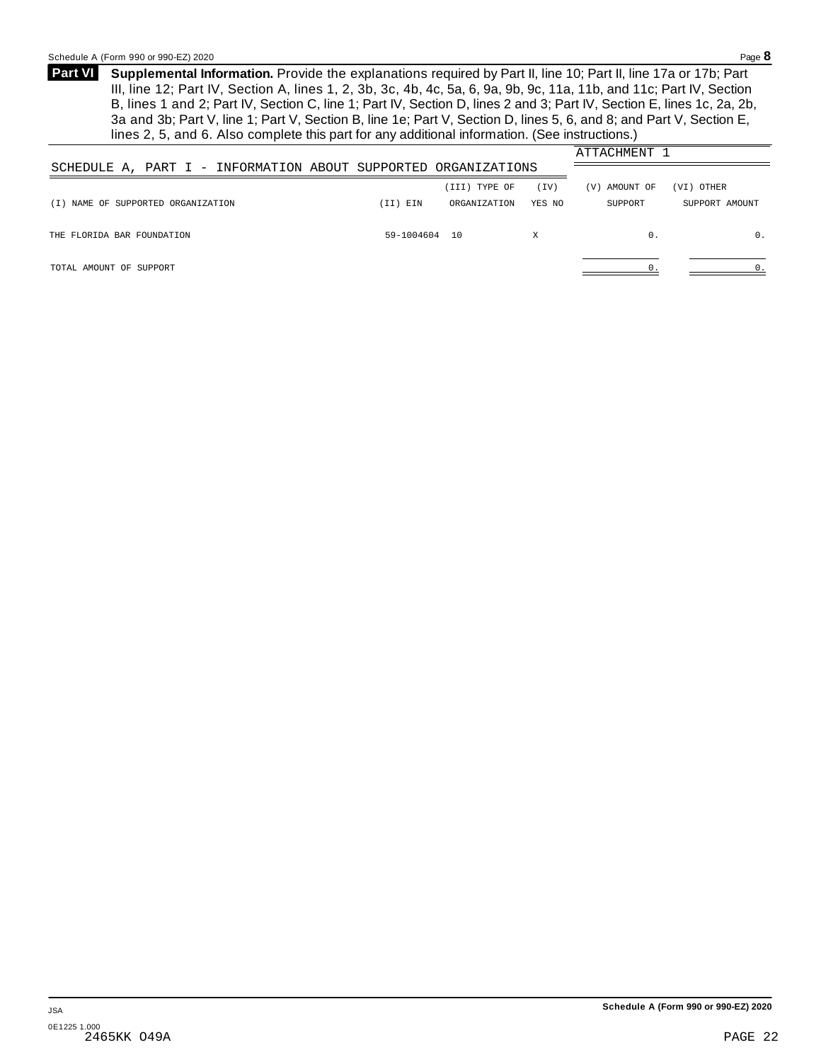**Part VI** **Supplemental Information.** Provide the explanations required by Part II, line 10; Part II, line 17a or 17b; Part III, line 12; Part IV, Section A, lines 1, 2, 3b, 3c, 4b, 4c, 5a, 6, 9a, 9b, 9c, 11a, 11b, and 11c; Part IV, Section B, lines 1 and 2; Part IV, Section C, line 1; Part IV, Section D, lines 2 and 3; Part IV, Section E, lines 1c, 2a, 2b, 3a and 3b; Part V, line 1; Part V, Section B, line 1e; Part V, Section D, lines 5, 6, and 8; and Part V, Section E, lines 2, 5, and 6. Also complete this part for any additional information. (See instructions.)

ATTACHMENT 1

SCHEDULE A, PART I - INFORMATION ABOUT SUPPORTED ORGANIZATIONS

| (I) NAME OF SUPPORTED ORGANIZATION | (II) EIN | (III) TYPE OF ORGANIZATION | (IV) YES NO | (V) AMOUNT OF SUPPORT | (VI) OTHER SUPPORT AMOUNT |
|---|---|---|---|---|---|
| THE FLORIDA BAR FOUNDATION | 59-1004604 | 10 | X | 0. | 0. |
| TOTAL AMOUNT OF SUPPORT | | | | 0. | 0. |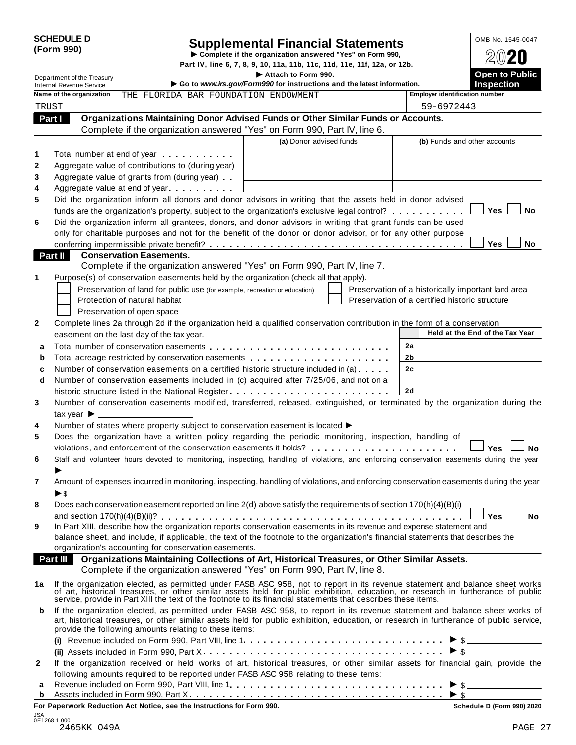**SCHEDULE D (Form 990)**

Department of the Treasury
Internal Revenue Service

# Supplemental Financial Statements

▶ Complete if the organization answered "Yes" on Form 990, Part IV, line 6, 7, 8, 9, 10, 11a, 11b, 11c, 11d, 11e, 11f, 12a, or 12b.
▶ Attach to Form 990.
▶ Go to www.irs.gov/Form990 for instructions and the latest information.

OMB No. 1545-0047
2020
**Open to Public Inspection**

Name of the organization: THE FLORIDA BAR FOUNDATION ENDOWMENT TRUST
Employer identification number: 59-6972443

## Part I Organizations Maintaining Donor Advised Funds or Other Similar Funds or Accounts.
Complete if the organization answered "Yes" on Form 990, Part IV, line 6.

| | | (a) Donor advised funds | (b) Funds and other accounts |
|---|---|---|---|
| 1 | Total number at end of year | | |
| 2 | Aggregate value of contributions to (during year) | | |
| 3 | Aggregate value of grants from (during year) | | |
| 4 | Aggregate value at end of year | | |

5 Did the organization inform all donors and donor advisors in writing that the assets held in donor advised funds are the organization's property, subject to the organization's exclusive legal control? ☐ Yes ☐ No

6 Did the organization inform all grantees, donors, and donor advisors in writing that grant funds can be used only for charitable purposes and not for the benefit of the donor or donor advisor, or for any other purpose conferring impermissible private benefit? ☐ Yes ☐ No

## Part II Conservation Easements.
Complete if the organization answered "Yes" on Form 990, Part IV, line 7.

1 Purpose(s) of conservation easements held by the organization (check all that apply).
- ☐ Preservation of land for public use (for example, recreation or education)
- ☐ Protection of natural habitat
- ☐ Preservation of open space
- ☐ Preservation of a historically important land area
- ☐ Preservation of a certified historic structure

2 Complete lines 2a through 2d if the organization held a qualified conservation contribution in the form of a conservation easement on the last day of the tax year.

| | | | Held at the End of the Tax Year |
|---|---|---|---|
| a | Total number of conservation easements | 2a | |
| b | Total acreage restricted by conservation easements | 2b | |
| c | Number of conservation easements on a certified historic structure included in (a) | 2c | |
| d | Number of conservation easements included in (c) acquired after 7/25/06, and not on a historic structure listed in the National Register | 2d | |

3 Number of conservation easements modified, transferred, released, extinguished, or terminated by the organization during the tax year ▶ ______

4 Number of states where property subject to conservation easement is located ▶ ______

5 Does the organization have a written policy regarding the periodic monitoring, inspection, handling of violations, and enforcement of the conservation easements it holds? ☐ Yes ☐ No

6 Staff and volunteer hours devoted to monitoring, inspecting, handling of violations, and enforcing conservation easements during the year ▶ ______

7 Amount of expenses incurred in monitoring, inspecting, handling of violations, and enforcing conservation easements during the year ▶$ ______

8 Does each conservation easement reported on line 2(d) above satisfy the requirements of section 170(h)(4)(B)(i) and section 170(h)(4)(B)(ii)? ☐ Yes ☐ No

9 In Part XIII, describe how the organization reports conservation easements in its revenue and expense statement and balance sheet, and include, if applicable, the text of the footnote to the organization's financial statements that describes the organization's accounting for conservation easements.

## Part III Organizations Maintaining Collections of Art, Historical Treasures, or Other Similar Assets.
Complete if the organization answered "Yes" on Form 990, Part IV, line 8.

1a If the organization elected, as permitted under FASB ASC 958, not to report in its revenue statement and balance sheet works of art, historical treasures, or other similar assets held for public exhibition, education, or research in furtherance of public service, provide in Part XIII the text of the footnote to its financial statements that describes these items.

b If the organization elected, as permitted under FASB ASC 958, to report in its revenue statement and balance sheet works of art, historical treasures, or other similar assets held for public exhibition, education, or research in furtherance of public service, provide the following amounts relating to these items:

(i) Revenue included on Form 990, Part VIII, line 1 ▶ $ ______

(ii) Assets included in Form 990, Part X ▶ $ ______

2 If the organization received or held works of art, historical treasures, or other similar assets for financial gain, provide the following amounts required to be reported under FASB ASC 958 relating to these items:

a Revenue included on Form 990, Part VIII, line 1 ▶ $ ______

b Assets included in Form 990, Part X ▶ $ ______

For Paperwork Reduction Act Notice, see the Instructions for Form 990. Schedule D (Form 990) 2020

JSA 0E1268 1.000
2465KK 049A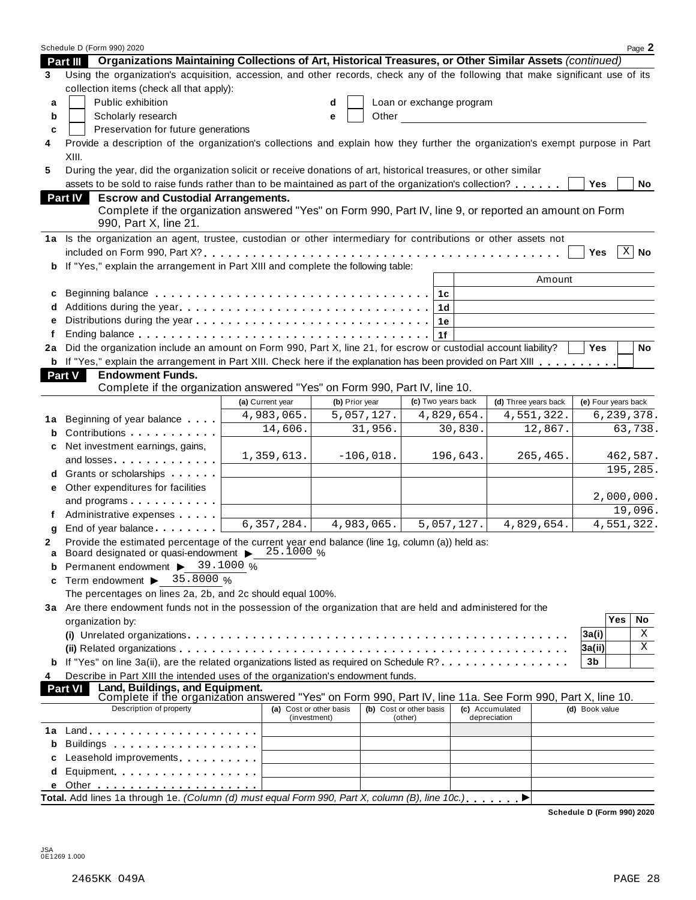Schedule D (Form 990) 2020

## Part III Organizations Maintaining Collections of Art, Historical Treasures, or Other Similar Assets *(continued)*

**3** Using the organization's acquisition, accession, and other records, check any of the following that make significant use of its collection items (check all that apply):

- **a** ☐ Public exhibition
- **b** ☐ Scholarly research
- **c** ☐ Preservation for future generations
- **d** ☐ Loan or exchange program
- **e** ☐ Other

**4** Provide a description of the organization's collections and explain how they further the organization's exempt purpose in Part XIII.

**5** During the year, did the organization solicit or receive donations of art, historical treasures, or other similar assets to be sold to raise funds rather than to be maintained as part of the organization's collection? ☐ Yes ☐ No

## Part IV Escrow and Custodial Arrangements.

Complete if the organization answered "Yes" on Form 990, Part IV, line 9, or reported an amount on Form 990, Part X, line 21.

**1a** Is the organization an agent, trustee, custodian or other intermediary for contributions or other assets not included on Form 990, Part X? ☐ Yes ☒ No

**b** If "Yes," explain the arrangement in Part XIII and complete the following table:

| | | | Amount |
|---|---|---|---|
| c | Beginning balance | 1c | |
| d | Additions during the year | 1d | |
| e | Distributions during the year | 1e | |
| f | Ending balance | 1f | |

**2a** Did the organization include an amount on Form 990, Part X, line 21, for escrow or custodial account liability? ☐ Yes ☐ No

**b** If "Yes," explain the arrangement in Part XIII. Check here if the explanation has been provided on Part XIII ☐

## Part V Endowment Funds.

Complete if the organization answered "Yes" on Form 990, Part IV, line 10.

| | | (a) Current year | (b) Prior year | (c) Two years back | (d) Three years back | (e) Four years back |
|---|---|---|---|---|---|---|
| 1a | Beginning of year balance | 4,983,065. | 5,057,127. | 4,829,654. | 4,551,322. | 6,239,378. |
| b | Contributions | 14,606. | 31,956. | 30,830. | 12,867. | 63,738. |
| c | Net investment earnings, gains, and losses | 1,359,613. | -106,018. | 196,643. | 265,465. | 462,587. |
| d | Grants or scholarships | | | | | 195,285. |
| e | Other expenditures for facilities and programs | | | | | 2,000,000. |
| f | Administrative expenses | | | | | 19,096. |
| g | End of year balance | 6,357,284. | 4,983,065. | 5,057,127. | 4,829,654. | 4,551,322. |

**2** Provide the estimated percentage of the current year end balance (line 1g, column (a)) held as:

- **a** Board designated or quasi-endowment ▶ 25.1000 %
- **b** Permanent endowment ▶ 39.1000 %
- **c** Term endowment ▶ 35.8000 %

The percentages on lines 2a, 2b, and 2c should equal 100%.

**3a** Are there endowment funds not in the possession of the organization that are held and administered for the organization by:

| | | | Yes | No |
|---|---|---|---|---|
| (i) | Unrelated organizations | 3a(i) | | X |
| (ii) | Related organizations | 3a(ii) | | X |
| b | If "Yes" on line 3a(ii), are the related organizations listed as required on Schedule R? | 3b | | |

**4** Describe in Part XIII the intended uses of the organization's endowment funds.

## Part VI Land, Buildings, and Equipment.

Complete if the organization answered "Yes" on Form 990, Part IV, line 11a. See Form 990, Part X, line 10.

| | Description of property | (a) Cost or other basis (investment) | (b) Cost or other basis (other) | (c) Accumulated depreciation | (d) Book value |
|---|---|---|---|---|---|
| 1a | Land | | | | |
| b | Buildings | | | | |
| c | Leasehold improvements | | | | |
| d | Equipment | | | | |
| e | Other | | | | |

**Total.** Add lines 1a through 1e. *(Column (d) must equal Form 990, Part X, column (B), line 10c.)* ▶

**Schedule D (Form 990) 2020**

JSA
0E1269 1.000

2465KK 049A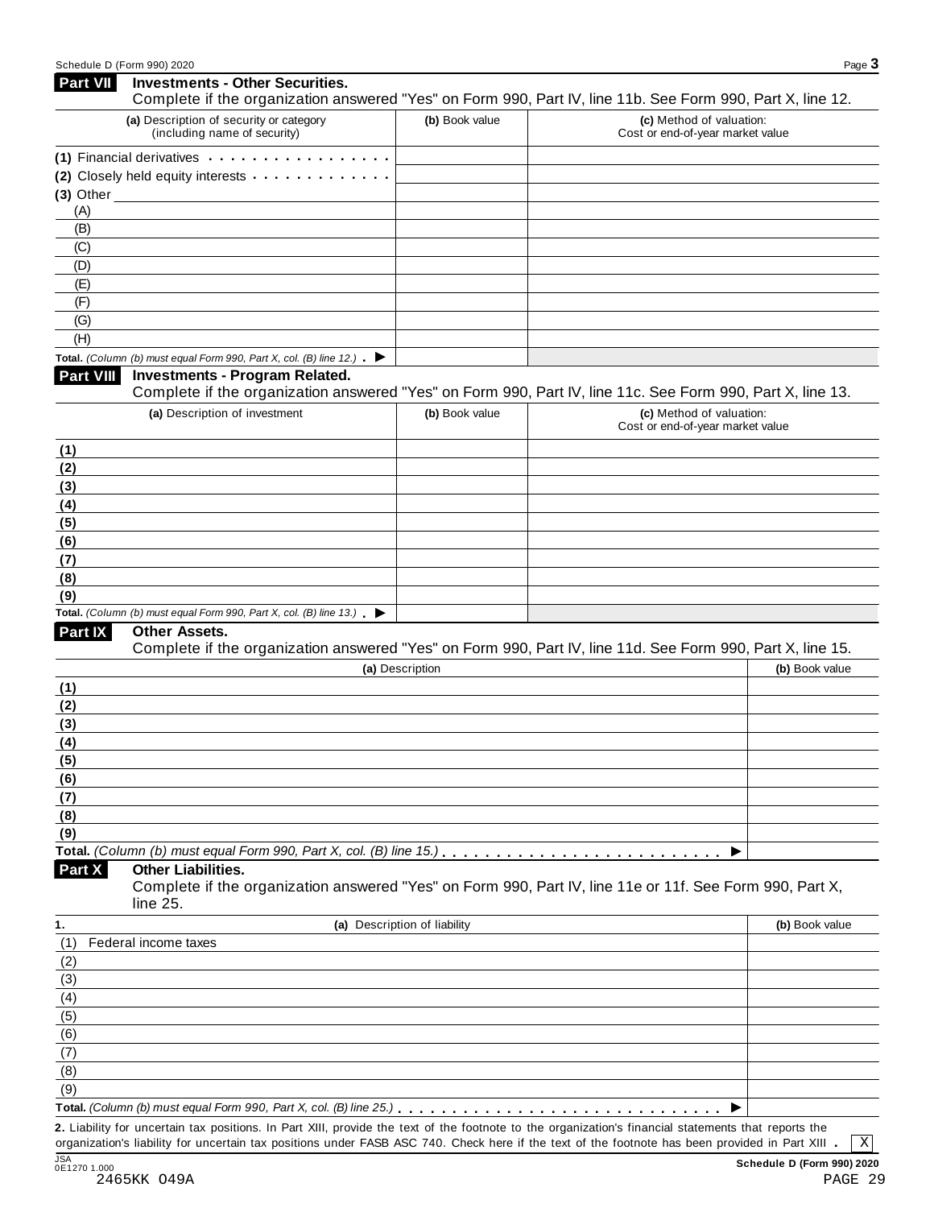## Part VII Investments - Other Securities.

Complete if the organization answered "Yes" on Form 990, Part IV, line 11b. See Form 990, Part X, line 12.

| (a) Description of security or category (including name of security) | (b) Book value | (c) Method of valuation: Cost or end-of-year market value |
|---|---|---|
| (1) Financial derivatives | | |
| (2) Closely held equity interests | | |
| (3) Other | | |
| (A) | | |
| (B) | | |
| (C) | | |
| (D) | | |
| (E) | | |
| (F) | | |
| (G) | | |
| (H) | | |
| **Total.** *(Column (b) must equal Form 990, Part X, col. (B) line 12.)* ▶ | | |

## Part VIII Investments - Program Related.

Complete if the organization answered "Yes" on Form 990, Part IV, line 11c. See Form 990, Part X, line 13.

| (a) Description of investment | (b) Book value | (c) Method of valuation: Cost or end-of-year market value |
|---|---|---|
| (1) | | |
| (2) | | |
| (3) | | |
| (4) | | |
| (5) | | |
| (6) | | |
| (7) | | |
| (8) | | |
| (9) | | |
| **Total.** *(Column (b) must equal Form 990, Part X, col. (B) line 13.)* ▶ | | |

## Part IX Other Assets.

Complete if the organization answered "Yes" on Form 990, Part IV, line 11d. See Form 990, Part X, line 15.

| (a) Description | (b) Book value |
|---|---|
| (1) | |
| (2) | |
| (3) | |
| (4) | |
| (5) | |
| (6) | |
| (7) | |
| (8) | |
| (9) | |
| **Total.** *(Column (b) must equal Form 990, Part X, col. (B) line 15.)* ▶ | |

## Part X Other Liabilities.

Complete if the organization answered "Yes" on Form 990, Part IV, line 11e or 11f. See Form 990, Part X, line 25.

| 1. (a) Description of liability | (b) Book value |
|---|---|
| (1) Federal income taxes | |
| (2) | |
| (3) | |
| (4) | |
| (5) | |
| (6) | |
| (7) | |
| (8) | |
| (9) | |
| **Total.** *(Column (b) must equal Form 990, Part X, col. (B) line 25.)* ▶ | |

**2.** Liability for uncertain tax positions. In Part XIII, provide the text of the footnote to the organization's financial statements that reports the organization's liability for uncertain tax positions under FASB ASC 740. Check here if the text of the footnote has been provided in Part XIII . [X]

JSA 0E1270 1.000
2465KK 049A

**Schedule D (Form 990) 2020**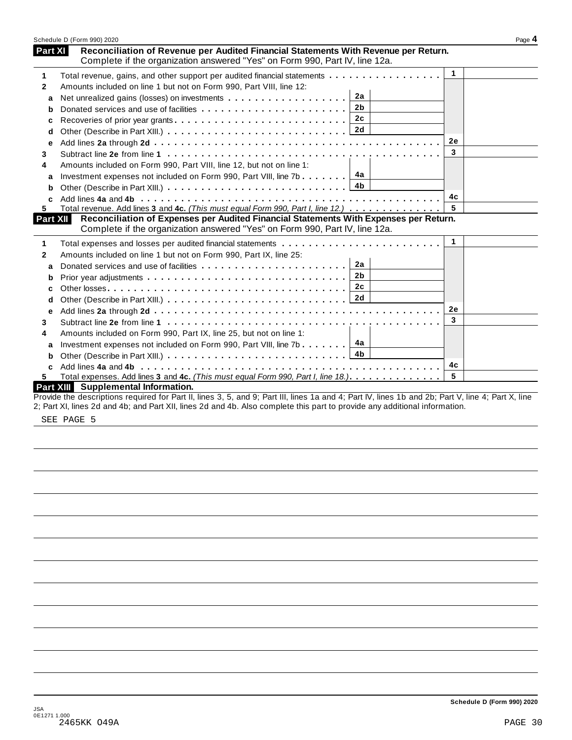## Part XI Reconciliation of Revenue per Audited Financial Statements With Revenue per Return.

Complete if the organization answered "Yes" on Form 990, Part IV, line 12a.

| | | | | | |
|---|---|---|---|---|---|
| **1** | Total revenue, gains, and other support per audited financial statements | | | 1 | |
| **2** | Amounts included on line 1 but not on Form 990, Part VIII, line 12: | | | | |
| **a** | Net unrealized gains (losses) on investments | 2a | | | |
| **b** | Donated services and use of facilities | 2b | | | |
| **c** | Recoveries of prior year grants | 2c | | | |
| **d** | Other (Describe in Part XIII.) | 2d | | | |
| **e** | Add lines **2a** through **2d** | | | 2e | |
| **3** | Subtract line **2e** from line **1** | | | 3 | |
| **4** | Amounts included on Form 990, Part VIII, line 12, but not on line 1: | | | | |
| **a** | Investment expenses not included on Form 990, Part VIII, line 7b | 4a | | | |
| **b** | Other (Describe in Part XIII.) | 4b | | | |
| **c** | Add lines **4a** and **4b** | | | 4c | |
| **5** | Total revenue. Add lines **3** and **4c.** *(This must equal Form 990, Part I, line 12.)* | | | 5 | |

## Part XII Reconciliation of Expenses per Audited Financial Statements With Expenses per Return.

Complete if the organization answered "Yes" on Form 990, Part IV, line 12a.

| | | | | | |
|---|---|---|---|---|---|
| **1** | Total expenses and losses per audited financial statements | | | 1 | |
| **2** | Amounts included on line 1 but not on Form 990, Part IX, line 25: | | | | |
| **a** | Donated services and use of facilities | 2a | | | |
| **b** | Prior year adjustments | 2b | | | |
| **c** | Other losses | 2c | | | |
| **d** | Other (Describe in Part XIII.) | 2d | | | |
| **e** | Add lines **2a** through **2d** | | | 2e | |
| **3** | Subtract line **2e** from line **1** | | | 3 | |
| **4** | Amounts included on Form 990, Part IX, line 25, but not on line 1: | | | | |
| **a** | Investment expenses not included on Form 990, Part VIII, line 7b | 4a | | | |
| **b** | Other (Describe in Part XIII.) | 4b | | | |
| **c** | Add lines **4a** and **4b** | | | 4c | |
| **5** | Total expenses. Add lines **3** and **4c.** *(This must equal Form 990, Part I, line 18.)* | | | 5 | |

## Part XIII Supplemental Information.

Provide the descriptions required for Part II, lines 3, 5, and 9; Part III, lines 1a and 4; Part IV, lines 1b and 2b; Part V, line 4; Part X, line 2; Part XI, lines 2d and 4b; and Part XII, lines 2d and 4b. Also complete this part to provide any additional information.

SEE PAGE 5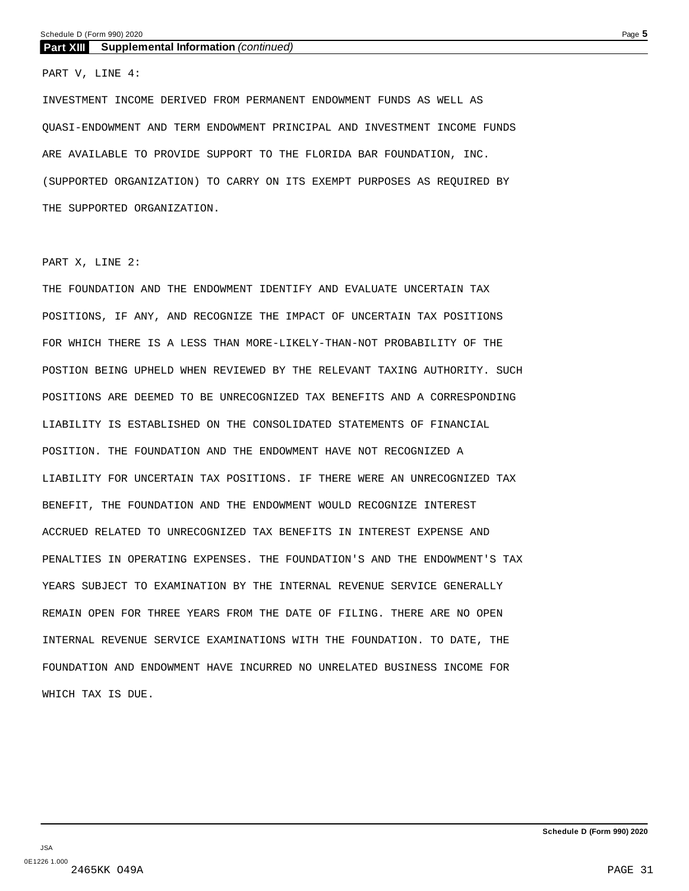## Part XIII Supplemental Information *(continued)*

PART V, LINE 4:

INVESTMENT INCOME DERIVED FROM PERMANENT ENDOWMENT FUNDS AS WELL AS QUASI-ENDOWMENT AND TERM ENDOWMENT PRINCIPAL AND INVESTMENT INCOME FUNDS ARE AVAILABLE TO PROVIDE SUPPORT TO THE FLORIDA BAR FOUNDATION, INC. (SUPPORTED ORGANIZATION) TO CARRY ON ITS EXEMPT PURPOSES AS REQUIRED BY THE SUPPORTED ORGANIZATION.

PART X, LINE 2:

THE FOUNDATION AND THE ENDOWMENT IDENTIFY AND EVALUATE UNCERTAIN TAX POSITIONS, IF ANY, AND RECOGNIZE THE IMPACT OF UNCERTAIN TAX POSITIONS FOR WHICH THERE IS A LESS THAN MORE-LIKELY-THAN-NOT PROBABILITY OF THE POSTION BEING UPHELD WHEN REVIEWED BY THE RELEVANT TAXING AUTHORITY. SUCH POSITIONS ARE DEEMED TO BE UNRECOGNIZED TAX BENEFITS AND A CORRESPONDING LIABILITY IS ESTABLISHED ON THE CONSOLIDATED STATEMENTS OF FINANCIAL POSITION. THE FOUNDATION AND THE ENDOWMENT HAVE NOT RECOGNIZED A LIABILITY FOR UNCERTAIN TAX POSITIONS. IF THERE WERE AN UNRECOGNIZED TAX BENEFIT, THE FOUNDATION AND THE ENDOWMENT WOULD RECOGNIZE INTEREST ACCRUED RELATED TO UNRECOGNIZED TAX BENEFITS IN INTEREST EXPENSE AND PENALTIES IN OPERATING EXPENSES. THE FOUNDATION'S AND THE ENDOWMENT'S TAX YEARS SUBJECT TO EXAMINATION BY THE INTERNAL REVENUE SERVICE GENERALLY REMAIN OPEN FOR THREE YEARS FROM THE DATE OF FILING. THERE ARE NO OPEN INTERNAL REVENUE SERVICE EXAMINATIONS WITH THE FOUNDATION. TO DATE, THE FOUNDATION AND ENDOWMENT HAVE INCURRED NO UNRELATED BUSINESS INCOME FOR WHICH TAX IS DUE.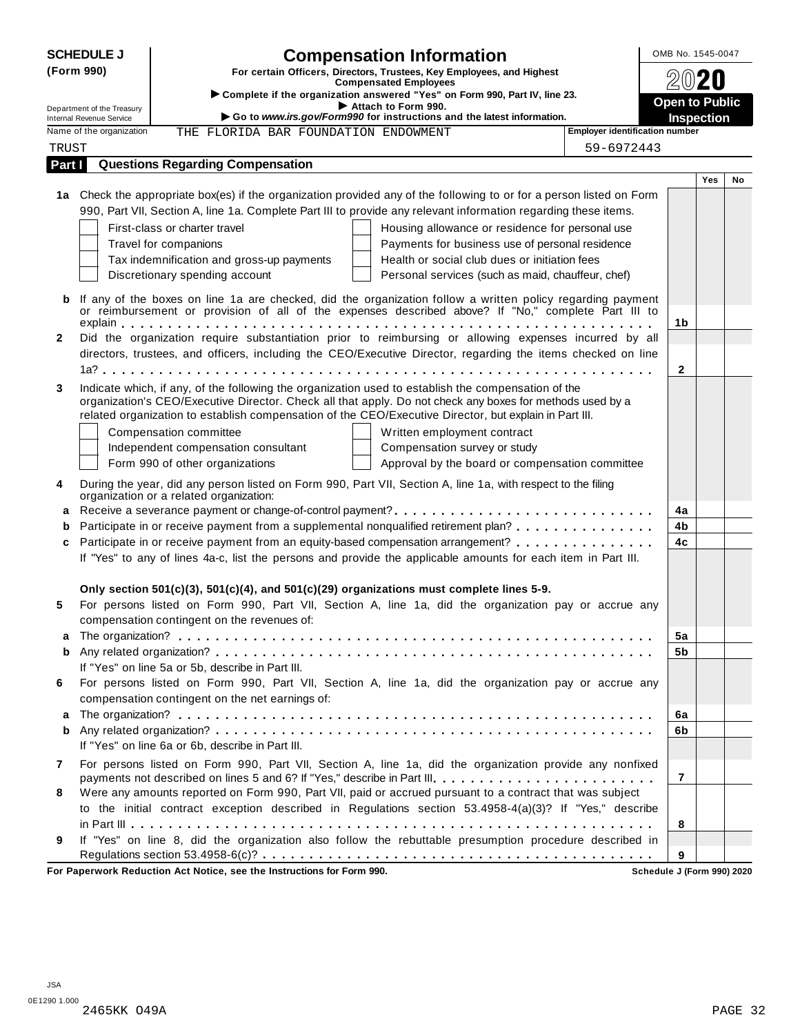**SCHEDULE J**
**(Form 990)**

Department of the Treasury
Internal Revenue Service

# Compensation Information

**For certain Officers, Directors, Trustees, Key Employees, and Highest Compensated Employees**

▶ **Complete if the organization answered "Yes" on Form 990, Part IV, line 23.**
▶ **Attach to Form 990.**
▶ **Go to *www.irs.gov/Form990* for instructions and the latest information.**

OMB No. 1545-0047

**2020**

**Open to Public Inspection**

Name of the organization: THE FLORIDA BAR FOUNDATION ENDOWMENT TRUST

Employer identification number: 59-6972443

## Part I Questions Regarding Compensation

| | | | Yes | No |
|---|---|---|---|---|
| **1a** | Check the appropriate box(es) if the organization provided any of the following to or for a person listed on Form 990, Part VII, Section A, line 1a. Complete Part III to provide any relevant information regarding these items.<br>☐ First-class or charter travel ☐ Housing allowance or residence for personal use<br>☐ Travel for companions ☐ Payments for business use of personal residence<br>☐ Tax indemnification and gross-up payments ☐ Health or social club dues or initiation fees<br>☐ Discretionary spending account ☐ Personal services (such as maid, chauffeur, chef) | | | |
| **b** | If any of the boxes on line 1a are checked, did the organization follow a written policy regarding payment or reimbursement or provision of all of the expenses described above? If "No," complete Part III to explain | 1b | | |
| **2** | Did the organization require substantiation prior to reimbursing or allowing expenses incurred by all directors, trustees, and officers, including the CEO/Executive Director, regarding the items checked on line 1a? | 2 | | |
| **3** | Indicate which, if any, of the following the organization used to establish the compensation of the organization's CEO/Executive Director. Check all that apply. Do not check any boxes for methods used by a related organization to establish compensation of the CEO/Executive Director, but explain in Part III.<br>☐ Compensation committee ☐ Written employment contract<br>☐ Independent compensation consultant ☐ Compensation survey or study<br>☐ Form 990 of other organizations ☐ Approval by the board or compensation committee | | | |
| **4** | During the year, did any person listed on Form 990, Part VII, Section A, line 1a, with respect to the filing organization or a related organization: | | | |
| **a** | Receive a severance payment or change-of-control payment? | 4a | | |
| **b** | Participate in or receive payment from a supplemental nonqualified retirement plan? | 4b | | |
| **c** | Participate in or receive payment from an equity-based compensation arrangement? | 4c | | |
| | If "Yes" to any of lines 4a-c, list the persons and provide the applicable amounts for each item in Part III. | | | |
| | **Only section 501(c)(3), 501(c)(4), and 501(c)(29) organizations must complete lines 5-9.** | | | |
| **5** | For persons listed on Form 990, Part VII, Section A, line 1a, did the organization pay or accrue any compensation contingent on the revenues of: | | | |
| **a** | The organization? | 5a | | |
| **b** | Any related organization? | 5b | | |
| | If "Yes" on line 5a or 5b, describe in Part III. | | | |
| **6** | For persons listed on Form 990, Part VII, Section A, line 1a, did the organization pay or accrue any compensation contingent on the net earnings of: | | | |
| **a** | The organization? | 6a | | |
| **b** | Any related organization? | 6b | | |
| | If "Yes" on line 6a or 6b, describe in Part III. | | | |
| **7** | For persons listed on Form 990, Part VII, Section A, line 1a, did the organization provide any nonfixed payments not described on lines 5 and 6? If "Yes," describe in Part III. | 7 | | |
| **8** | Were any amounts reported on Form 990, Part VII, paid or accrued pursuant to a contract that was subject to the initial contract exception described in Regulations section 53.4958-4(a)(3)? If "Yes," describe in Part III | 8 | | |
| **9** | If "Yes" on line 8, did the organization also follow the rebuttable presumption procedure described in Regulations section 53.4958-6(c)? | 9 | | |

**For Paperwork Reduction Act Notice, see the Instructions for Form 990.** **Schedule J (Form 990) 2020**

JSA
0E1290 1.000
2465KK 049A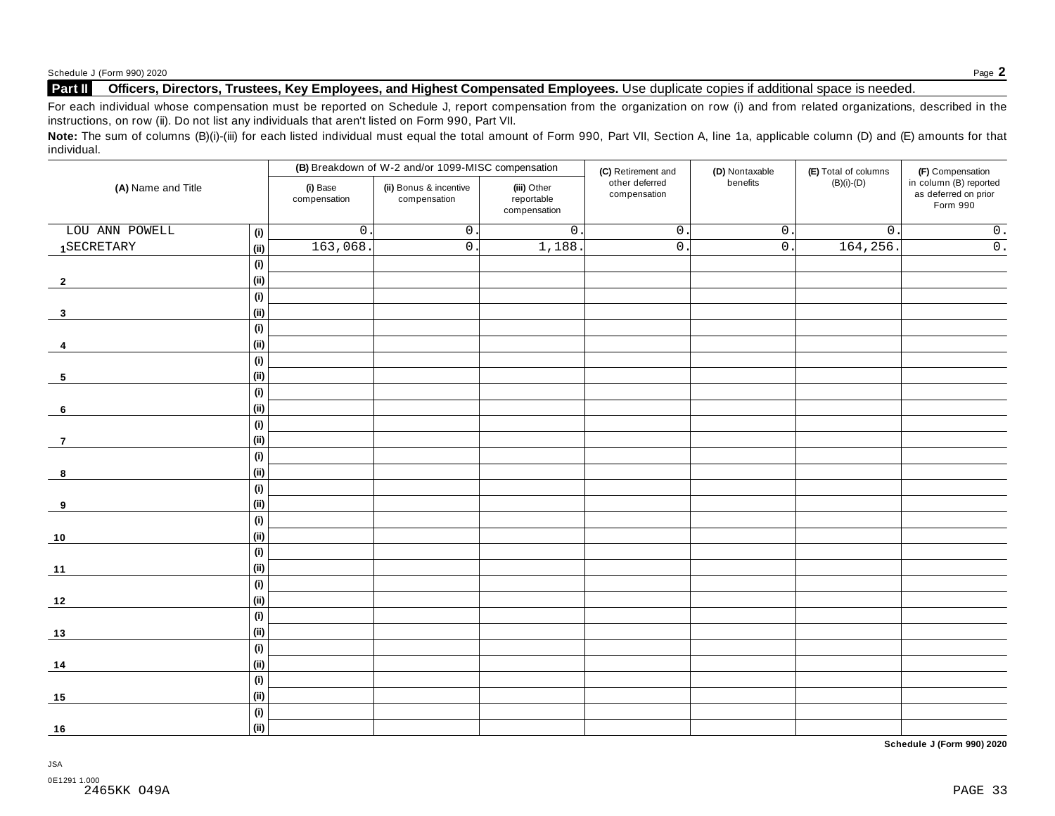## Part II Officers, Directors, Trustees, Key Employees, and Highest Compensated Employees. Use duplicate copies if additional space is needed.

For each individual whose compensation must be reported on Schedule J, report compensation from the organization on row (i) and from related organizations, described in the instructions, on row (ii). Do not list any individuals that aren't listed on Form 990, Part VII.

**Note:** The sum of columns (B)(i)-(iii) for each listed individual must equal the total amount of Form 990, Part VII, Section A, line 1a, applicable column (D) and (E) amounts for that individual.

| (A) Name and Title | | (B) Breakdown of W-2 and/or 1099-MISC compensation | | | (C) Retirement and other deferred compensation | (D) Nontaxable benefits | (E) Total of columns (B)(i)-(D) | (F) Compensation in column (B) reported as deferred on prior Form 990 |
|---|---|---|---|---|---|---|---|---|
| | | (i) Base compensation | (ii) Bonus & incentive compensation | (iii) Other reportable compensation | | | | |
| LOU ANN POWELL | (i) | 0. | 0. | 0. | 0. | 0. | 0. | 0. |
| 1 SECRETARY | (ii) | 163,068. | 0. | 1,188. | 0. | 0. | 164,256. | 0. |
| | (i) | | | | | | | |
| 2 | (ii) | | | | | | | |
| | (i) | | | | | | | |
| 3 | (ii) | | | | | | | |
| | (i) | | | | | | | |
| 4 | (ii) | | | | | | | |
| | (i) | | | | | | | |
| 5 | (ii) | | | | | | | |
| | (i) | | | | | | | |
| 6 | (ii) | | | | | | | |
| | (i) | | | | | | | |
| 7 | (ii) | | | | | | | |
| | (i) | | | | | | | |
| 8 | (ii) | | | | | | | |
| | (i) | | | | | | | |
| 9 | (ii) | | | | | | | |
| | (i) | | | | | | | |
| 10 | (ii) | | | | | | | |
| | (i) | | | | | | | |
| 11 | (ii) | | | | | | | |
| | (i) | | | | | | | |
| 12 | (ii) | | | | | | | |
| | (i) | | | | | | | |
| 13 | (ii) | | | | | | | |
| | (i) | | | | | | | |
| 14 | (ii) | | | | | | | |
| | (i) | | | | | | | |
| 15 | (ii) | | | | | | | |
| | (i) | | | | | | | |
| 16 | (ii) | | | | | | | |

**Schedule J (Form 990) 2020**

JSA
0E1291 1.000
2465KK O49A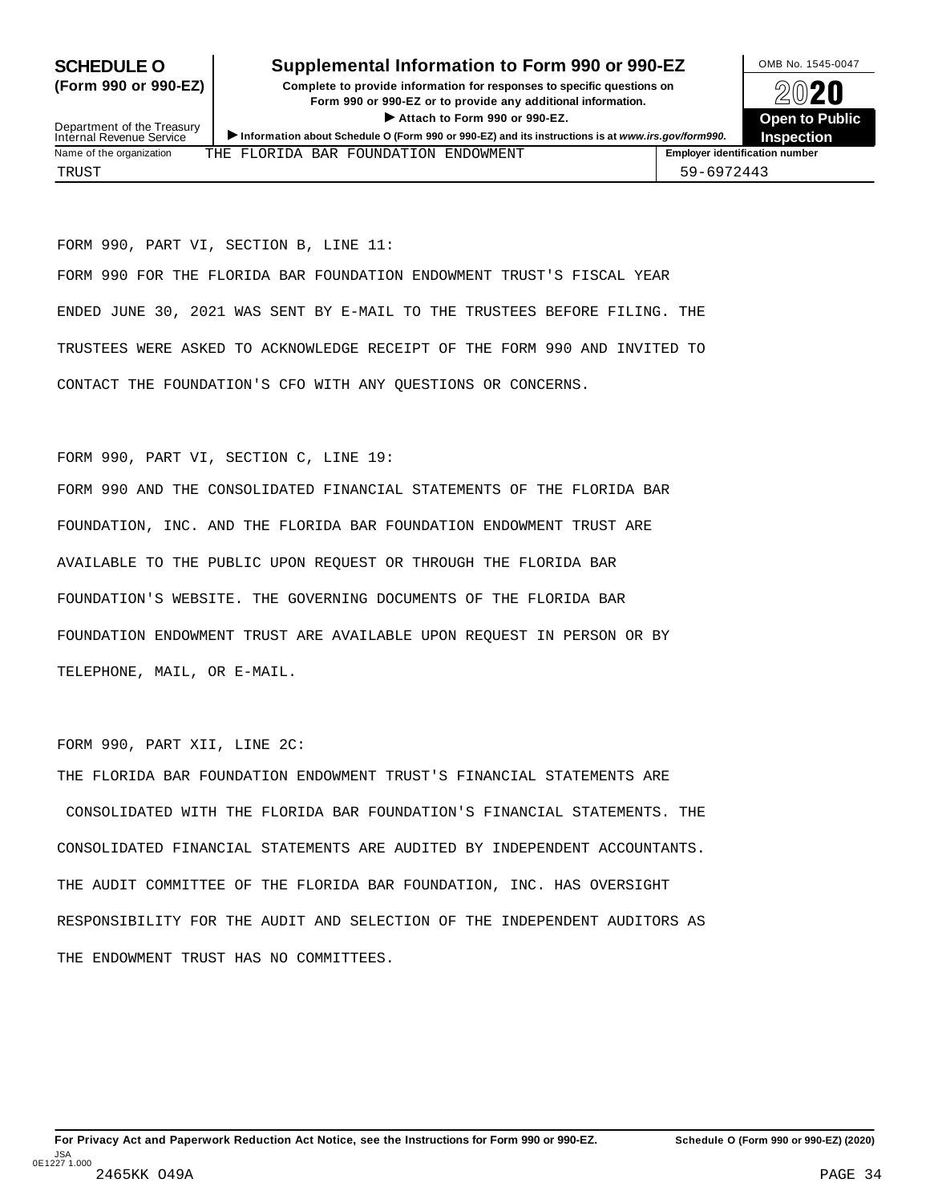# SCHEDULE O (Form 990 or 990-EZ)

## Supplemental Information to Form 990 or 990-EZ

**Complete to provide information for responses to specific questions on Form 990 or 990-EZ or to provide any additional information.**

▶ **Attach to Form 990 or 990-EZ.**

▶ **Information about Schedule O (Form 990 or 990-EZ) and its instructions is at www.irs.gov/form990.**

Department of the Treasury
Internal Revenue Service

OMB No. 1545-0047

**2020**

**Open to Public Inspection**

| Name of the organization | Employer identification number |
| --- | --- |
| THE FLORIDA BAR FOUNDATION ENDOWMENT TRUST | 59-6972443 |

FORM 990, PART VI, SECTION B, LINE 11:

FORM 990 FOR THE FLORIDA BAR FOUNDATION ENDOWMENT TRUST'S FISCAL YEAR ENDED JUNE 30, 2021 WAS SENT BY E-MAIL TO THE TRUSTEES BEFORE FILING. THE TRUSTEES WERE ASKED TO ACKNOWLEDGE RECEIPT OF THE FORM 990 AND INVITED TO CONTACT THE FOUNDATION'S CFO WITH ANY QUESTIONS OR CONCERNS.

FORM 990, PART VI, SECTION C, LINE 19:

FORM 990 AND THE CONSOLIDATED FINANCIAL STATEMENTS OF THE FLORIDA BAR FOUNDATION, INC. AND THE FLORIDA BAR FOUNDATION ENDOWMENT TRUST ARE AVAILABLE TO THE PUBLIC UPON REQUEST OR THROUGH THE FLORIDA BAR FOUNDATION'S WEBSITE. THE GOVERNING DOCUMENTS OF THE FLORIDA BAR FOUNDATION ENDOWMENT TRUST ARE AVAILABLE UPON REQUEST IN PERSON OR BY TELEPHONE, MAIL, OR E-MAIL.

FORM 990, PART XII, LINE 2C:

THE FLORIDA BAR FOUNDATION ENDOWMENT TRUST'S FINANCIAL STATEMENTS ARE CONSOLIDATED WITH THE FLORIDA BAR FOUNDATION'S FINANCIAL STATEMENTS. THE CONSOLIDATED FINANCIAL STATEMENTS ARE AUDITED BY INDEPENDENT ACCOUNTANTS. THE AUDIT COMMITTEE OF THE FLORIDA BAR FOUNDATION, INC. HAS OVERSIGHT RESPONSIBILITY FOR THE AUDIT AND SELECTION OF THE INDEPENDENT AUDITORS AS THE ENDOWMENT TRUST HAS NO COMMITTEES.

**For Privacy Act and Paperwork Reduction Act Notice, see the Instructions for Form 990 or 990-EZ.** **Schedule O (Form 990 or 990-EZ) (2020)**

JSA
0E1227 1.000
2465KK O49A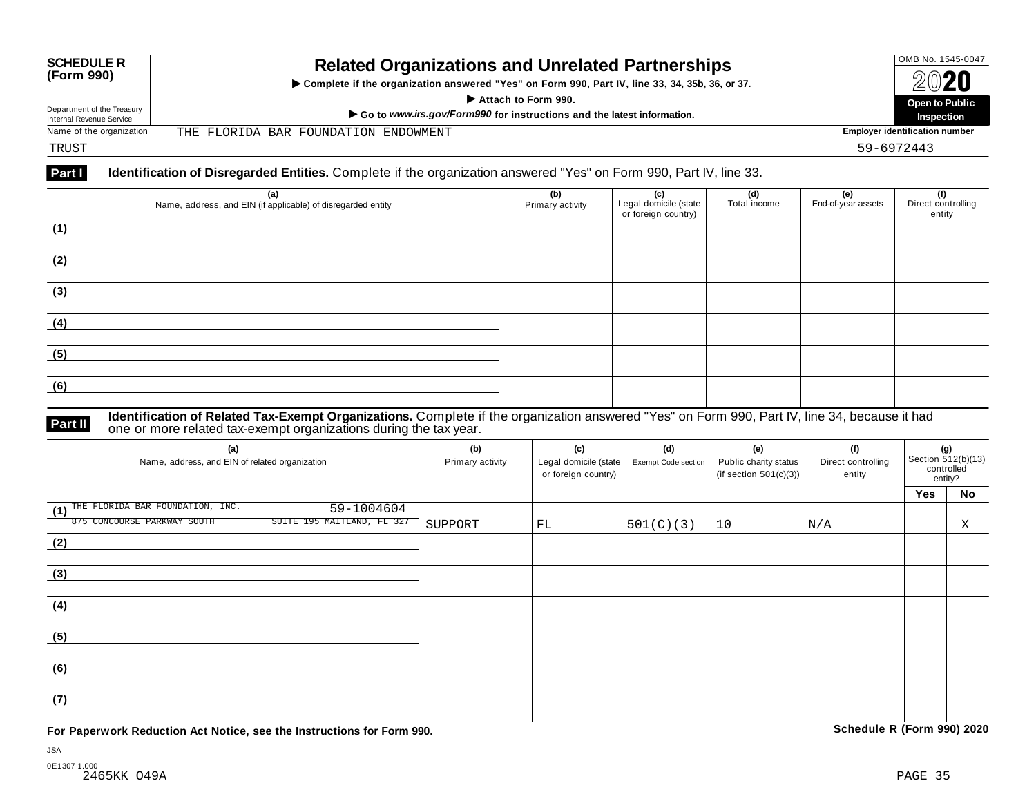**SCHEDULE R (Form 990)**

# Related Organizations and Unrelated Partnerships

▶ **Complete if the organization answered "Yes" on Form 990, Part IV, line 33, 34, 35b, 36, or 37.**

▶ **Attach to Form 990.**

▶ **Go to *www.irs.gov/Form990* for instructions and the latest information.**

OMB No. 1545-0047

**2020**

**Open to Public Inspection**

Department of the Treasury
Internal Revenue Service

Name of the organization: THE FLORIDA BAR FOUNDATION ENDOWMENT TRUST

**Employer identification number:** 59-6972443

## Part I — Identification of Disregarded Entities.

Complete if the organization answered "Yes" on Form 990, Part IV, line 33.

| (a) Name, address, and EIN (if applicable) of disregarded entity | (b) Primary activity | (c) Legal domicile (state or foreign country) | (d) Total income | (e) End-of-year assets | (f) Direct controlling entity |
|---|---|---|---|---|---|
| (1) | | | | | |
| (2) | | | | | |
| (3) | | | | | |
| (4) | | | | | |
| (5) | | | | | |
| (6) | | | | | |

## Part II — Identification of Related Tax-Exempt Organizations.

Complete if the organization answered "Yes" on Form 990, Part IV, line 34, because it had one or more related tax-exempt organizations during the tax year.

| (a) Name, address, and EIN of related organization | (b) Primary activity | (c) Legal domicile (state or foreign country) | (d) Exempt Code section | (e) Public charity status (if section 501(c)(3)) | (f) Direct controlling entity | (g) Section 512(b)(13) controlled entity? Yes | No |
|---|---|---|---|---|---|---|---|
| (1) THE FLORIDA BAR FOUNDATION, INC. 59-1004604 875 CONCOURSE PARKWAY SOUTH SUITE 195 MAITLAND, FL 327 | SUPPORT | FL | 501(C)(3) | 10 | N/A | | X |
| (2) | | | | | | | |
| (3) | | | | | | | |
| (4) | | | | | | | |
| (5) | | | | | | | |
| (6) | | | | | | | |
| (7) | | | | | | | |

**For Paperwork Reduction Act Notice, see the Instructions for Form 990.** **Schedule R (Form 990) 2020**

JSA
0E1307 1.000
2465KK O49A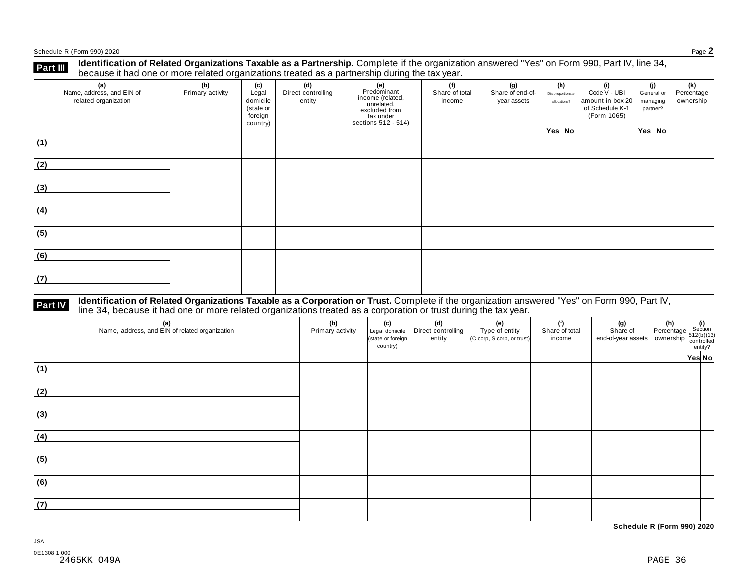## Part III Identification of Related Organizations Taxable as a Partnership.

Complete if the organization answered "Yes" on Form 990, Part IV, line 34, because it had one or more related organizations treated as a partnership during the tax year.

| (a) Name, address, and EIN of related organization | (b) Primary activity | (c) Legal domicile (state or foreign country) | (d) Direct controlling entity | (e) Predominant income (related, unrelated, excluded from tax under sections 512 - 514) | (f) Share of total income | (g) Share of end-of-year assets | (h) Disproportionate allocations? | | (i) Code V - UBI amount in box 20 of Schedule K-1 (Form 1065) | (j) General or managing partner? | | (k) Percentage ownership |
|---|---|---|---|---|---|---|---|---|---|---|---|---|
| | | | | | | | Yes | No | | Yes | No | |
| (1) | | | | | | | | | | | | |
| (2) | | | | | | | | | | | | |
| (3) | | | | | | | | | | | | |
| (4) | | | | | | | | | | | | |
| (5) | | | | | | | | | | | | |
| (6) | | | | | | | | | | | | |
| (7) | | | | | | | | | | | | |

## Part IV Identification of Related Organizations Taxable as a Corporation or Trust.

Complete if the organization answered "Yes" on Form 990, Part IV, line 34, because it had one or more related organizations treated as a corporation or trust during the tax year.

| (a) Name, address, and EIN of related organization | (b) Primary activity | (c) Legal domicile (state or foreign country) | (d) Direct controlling entity | (e) Type of entity (C corp, S corp, or trust) | (f) Share of total income | (g) Share of end-of-year assets | (h) Percentage ownership | (i) Section 512(b)(13) controlled entity? | |
|---|---|---|---|---|---|---|---|---|---|
| | | | | | | | | Yes | No |
| (1) | | | | | | | | | |
| (2) | | | | | | | | | |
| (3) | | | | | | | | | |
| (4) | | | | | | | | | |
| (5) | | | | | | | | | |
| (6) | | | | | | | | | |
| (7) | | | | | | | | | |

JSA

0E1308 1.000
2465KK 049A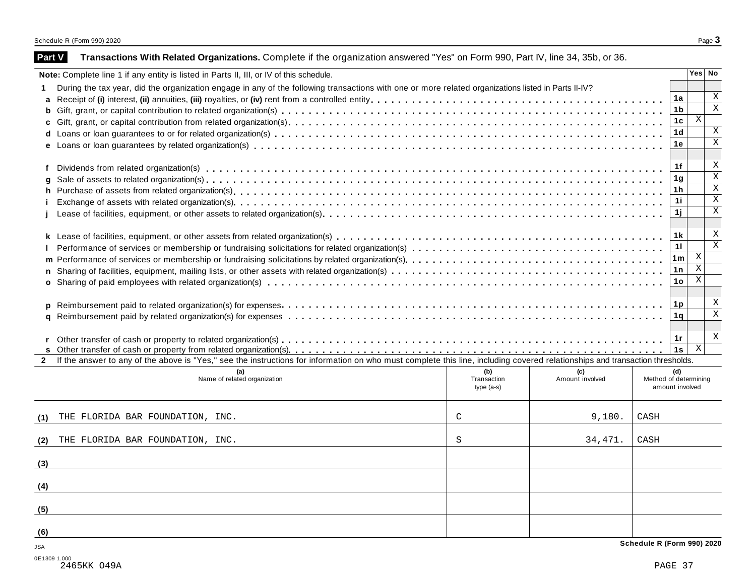## Part V Transactions With Related Organizations. Complete if the organization answered "Yes" on Form 990, Part IV, line 34, 35b, or 36.

**Note:** Complete line 1 if any entity is listed in Parts II, III, or IV of this schedule.

| | | | Yes | No |
|---|---|---|---|---|
| **1** | During the tax year, did the organization engage in any of the following transactions with one or more related organizations listed in Parts II-IV? | | | |
| **a** | Receipt of **(i)** interest, **(ii)** annuities, **(iii)** royalties, or **(iv)** rent from a controlled entity | 1a | | X |
| **b** | Gift, grant, or capital contribution to related organization(s) | 1b | | X |
| **c** | Gift, grant, or capital contribution from related organization(s) | 1c | X | |
| **d** | Loans or loan guarantees to or for related organization(s) | 1d | | X |
| **e** | Loans or loan guarantees by related organization(s) | 1e | | X |
| **f** | Dividends from related organization(s) | 1f | | X |
| **g** | Sale of assets to related organization(s) | 1g | | X |
| **h** | Purchase of assets from related organization(s) | 1h | | X |
| **i** | Exchange of assets with related organization(s) | 1i | | X |
| **j** | Lease of facilities, equipment, or other assets to related organization(s) | 1j | | X |
| **k** | Lease of facilities, equipment, or other assets from related organization(s) | 1k | | X |
| **l** | Performance of services or membership or fundraising solicitations for related organization(s) | 1l | | X |
| **m** | Performance of services or membership or fundraising solicitations by related organization(s) | 1m | X | |
| **n** | Sharing of facilities, equipment, mailing lists, or other assets with related organization(s) | 1n | X | |
| **o** | Sharing of paid employees with related organization(s) | 1o | X | |
| **p** | Reimbursement paid to related organization(s) for expenses | 1p | | X |
| **q** | Reimbursement paid by related organization(s) for expenses | 1q | | X |
| **r** | Other transfer of cash or property to related organization(s) | 1r | | X |
| **s** | Other transfer of cash or property from related organization(s) | 1s | X | |

**2** If the answer to any of the above is "Yes," see the instructions for information on who must complete this line, including covered relationships and transaction thresholds.

| | (a) Name of related organization | (b) Transaction type (a-s) | (c) Amount involved | (d) Method of determining amount involved |
|---|---|---|---|---|
| (1) | THE FLORIDA BAR FOUNDATION, INC. | C | 9,180. | CASH |
| (2) | THE FLORIDA BAR FOUNDATION, INC. | S | 34,471. | CASH |
| (3) | | | | |
| (4) | | | | |
| (5) | | | | |
| (6) | | | | |

**Schedule R (Form 990) 2020**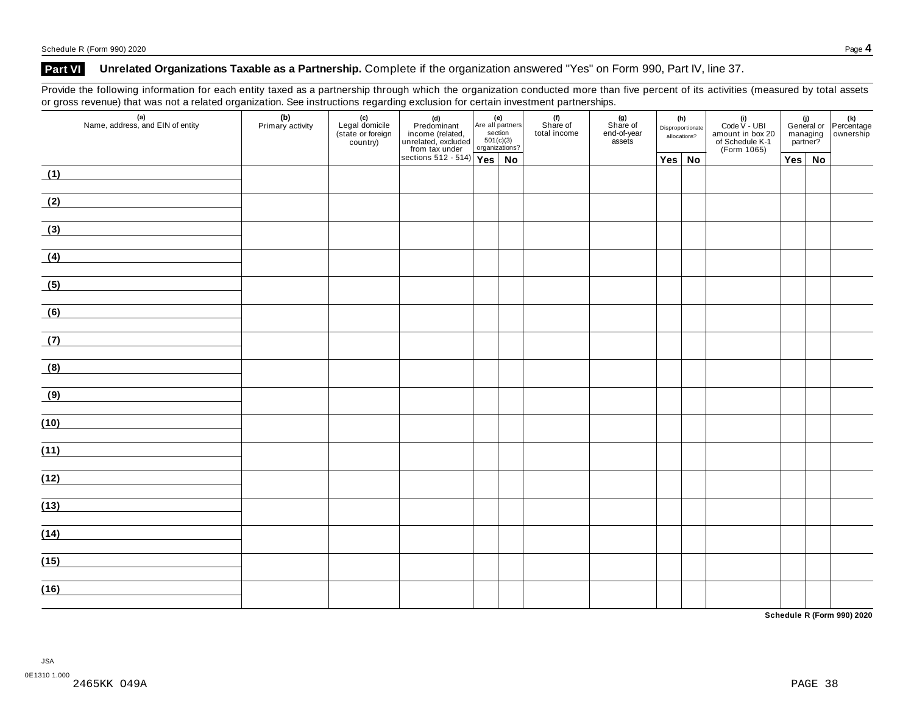## Part VI Unrelated Organizations Taxable as a Partnership. Complete if the organization answered "Yes" on Form 990, Part IV, line 37.

Provide the following information for each entity taxed as a partnership through which the organization conducted more than five percent of its activities (measured by total assets or gross revenue) that was not a related organization. See instructions regarding exclusion for certain investment partnerships.

| (a) Name, address, and EIN of entity | (b) Primary activity | (c) Legal domicile (state or foreign country) | (d) Predominant income (related, unrelated, excluded from tax under sections 512 - 514) | (e) Are all partners section 501(c)(3) organizations? | | (f) Share of total income | (g) Share of end-of-year assets | (h) Disproportionate allocations? | | (i) Code V - UBI amount in box 20 of Schedule K-1 (Form 1065) | (j) General or managing partner? | | (k) Percentage ownership |
|---|---|---|---|---|---|---|---|---|---|---|---|---|---|
| | | | | Yes | No | | | Yes | No | | Yes | No | |
| (1) | | | | | | | | | | | | | |
| (2) | | | | | | | | | | | | | |
| (3) | | | | | | | | | | | | | |
| (4) | | | | | | | | | | | | | |
| (5) | | | | | | | | | | | | | |
| (6) | | | | | | | | | | | | | |
| (7) | | | | | | | | | | | | | |
| (8) | | | | | | | | | | | | | |
| (9) | | | | | | | | | | | | | |
| (10) | | | | | | | | | | | | | |
| (11) | | | | | | | | | | | | | |
| (12) | | | | | | | | | | | | | |
| (13) | | | | | | | | | | | | | |
| (14) | | | | | | | | | | | | | |
| (15) | | | | | | | | | | | | | |
| (16) | | | | | | | | | | | | | |

**Schedule R (Form 990) 2020**

JSA
0E1310 1.000
2465KK O49A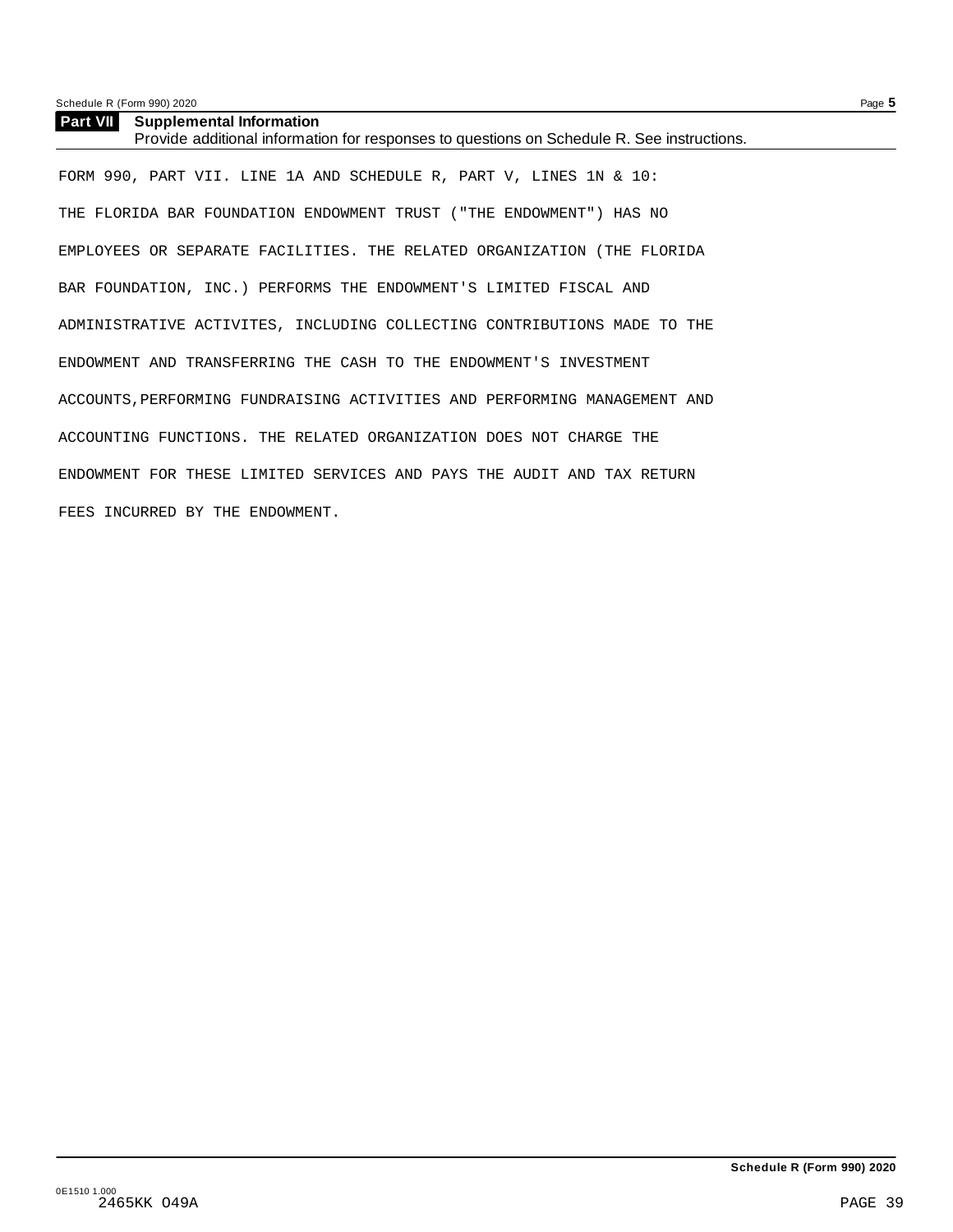## Part VII Supplemental Information

Provide additional information for responses to questions on Schedule R. See instructions.

FORM 990, PART VII. LINE 1A AND SCHEDULE R, PART V, LINES 1N & 10:

THE FLORIDA BAR FOUNDATION ENDOWMENT TRUST ("THE ENDOWMENT") HAS NO EMPLOYEES OR SEPARATE FACILITIES. THE RELATED ORGANIZATION (THE FLORIDA BAR FOUNDATION, INC.) PERFORMS THE ENDOWMENT'S LIMITED FISCAL AND ADMINISTRATIVE ACTIVITES, INCLUDING COLLECTING CONTRIBUTIONS MADE TO THE ENDOWMENT AND TRANSFERRING THE CASH TO THE ENDOWMENT'S INVESTMENT ACCOUNTS,PERFORMING FUNDRAISING ACTIVITIES AND PERFORMING MANAGEMENT AND ACCOUNTING FUNCTIONS. THE RELATED ORGANIZATION DOES NOT CHARGE THE ENDOWMENT FOR THESE LIMITED SERVICES AND PAYS THE AUDIT AND TAX RETURN FEES INCURRED BY THE ENDOWMENT.